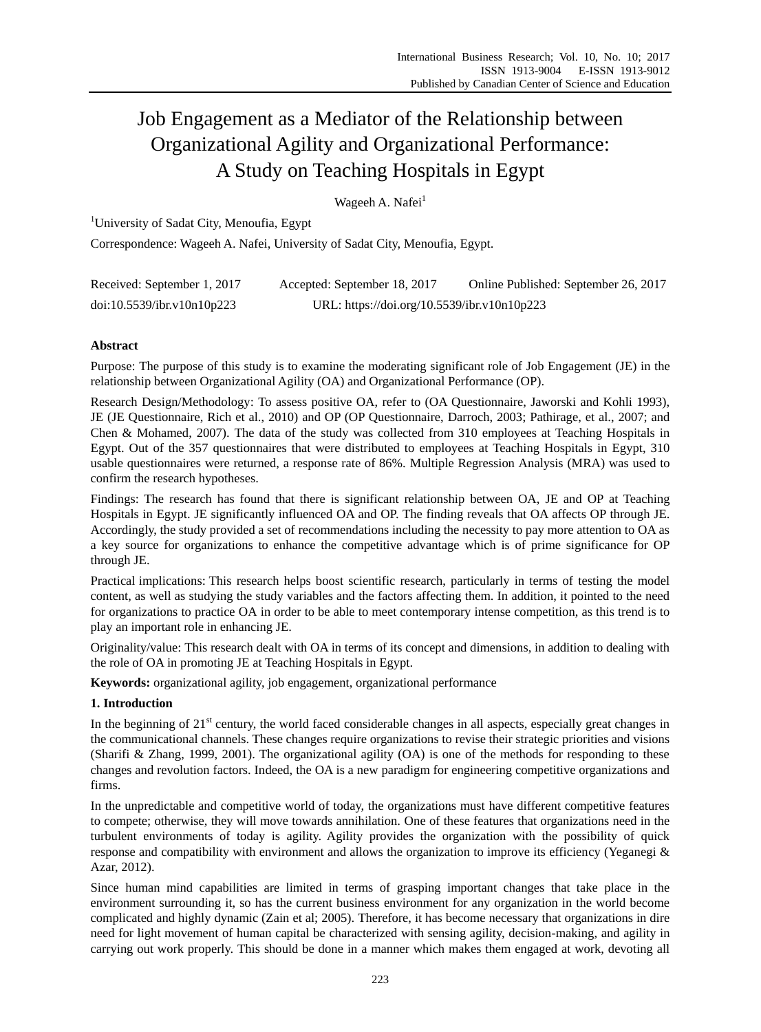# Job Engagement as a Mediator of the Relationship between Organizational Agility and Organizational Performance: A Study on Teaching Hospitals in Egypt

Wageeh A. Nafei[1]

[1]University of Sadat City, Menoufia, Egypt

Correspondence: Wageeh A. Nafei, University of Sadat City, Menoufia, Egypt.

Received: September 1, 2017 Accepted: September 18, 2017 Online Published: September 26, 2017

doi:10.5539/ibr.v10n10p223 URL: https://doi.org/10.5539/ibr.v10n10p223

## Abstract

Purpose: The purpose of this study is to examine the moderating significant role of Job Engagement (JE) in the relationship between Organizational Agility (OA) and Organizational Performance (OP).

Research Design/Methodology: To assess positive OA, refer to (OA Questionnaire, Jaworski and Kohli 1993), JE (JE Questionnaire, Rich et al., 2010) and OP (OP Questionnaire, Darroch, 2003; Pathirage, et al., 2007; and Chen & Mohamed, 2007). The data of the study was collected from 310 employees at Teaching Hospitals in Egypt. Out of the 357 questionnaires that were distributed to employees at Teaching Hospitals in Egypt, 310 usable questionnaires were returned, a response rate of 86%. Multiple Regression Analysis (MRA) was used to confirm the research hypotheses.

Findings: The research has found that there is significant relationship between OA, JE and OP at Teaching Hospitals in Egypt. JE significantly influenced OA and OP. The finding reveals that OA affects OP through JE. Accordingly, the study provided a set of recommendations including the necessity to pay more attention to OA as a key source for organizations to enhance the competitive advantage which is of prime significance for OP through JE.

Practical implications: This research helps boost scientific research, particularly in terms of testing the model content, as well as studying the study variables and the factors affecting them. In addition, it pointed to the need for organizations to practice OA in order to be able to meet contemporary intense competition, as this trend is to play an important role in enhancing JE.

Originality/value: This research dealt with OA in terms of its concept and dimensions, in addition to dealing with the role of OA in promoting JE at Teaching Hospitals in Egypt.

**Keywords:** organizational agility, job engagement, organizational performance

## 1. Introduction

In the beginning of 21st century, the world faced considerable changes in all aspects, especially great changes in the communicational channels. These changes require organizations to revise their strategic priorities and visions (Sharifi & Zhang, 1999, 2001). The organizational agility (OA) is one of the methods for responding to these changes and revolution factors. Indeed, the OA is a new paradigm for engineering competitive organizations and firms.

In the unpredictable and competitive world of today, the organizations must have different competitive features to compete; otherwise, they will move towards annihilation. One of these features that organizations need in the turbulent environments of today is agility. Agility provides the organization with the possibility of quick response and compatibility with environment and allows the organization to improve its efficiency (Yeganegi & Azar, 2012).

Since human mind capabilities are limited in terms of grasping important changes that take place in the environment surrounding it, so has the current business environment for any organization in the world become complicated and highly dynamic (Zain et al; 2005). Therefore, it has become necessary that organizations in dire need for light movement of human capital be characterized with sensing agility, decision-making, and agility in carrying out work properly. This should be done in a manner which makes them engaged at work, devoting all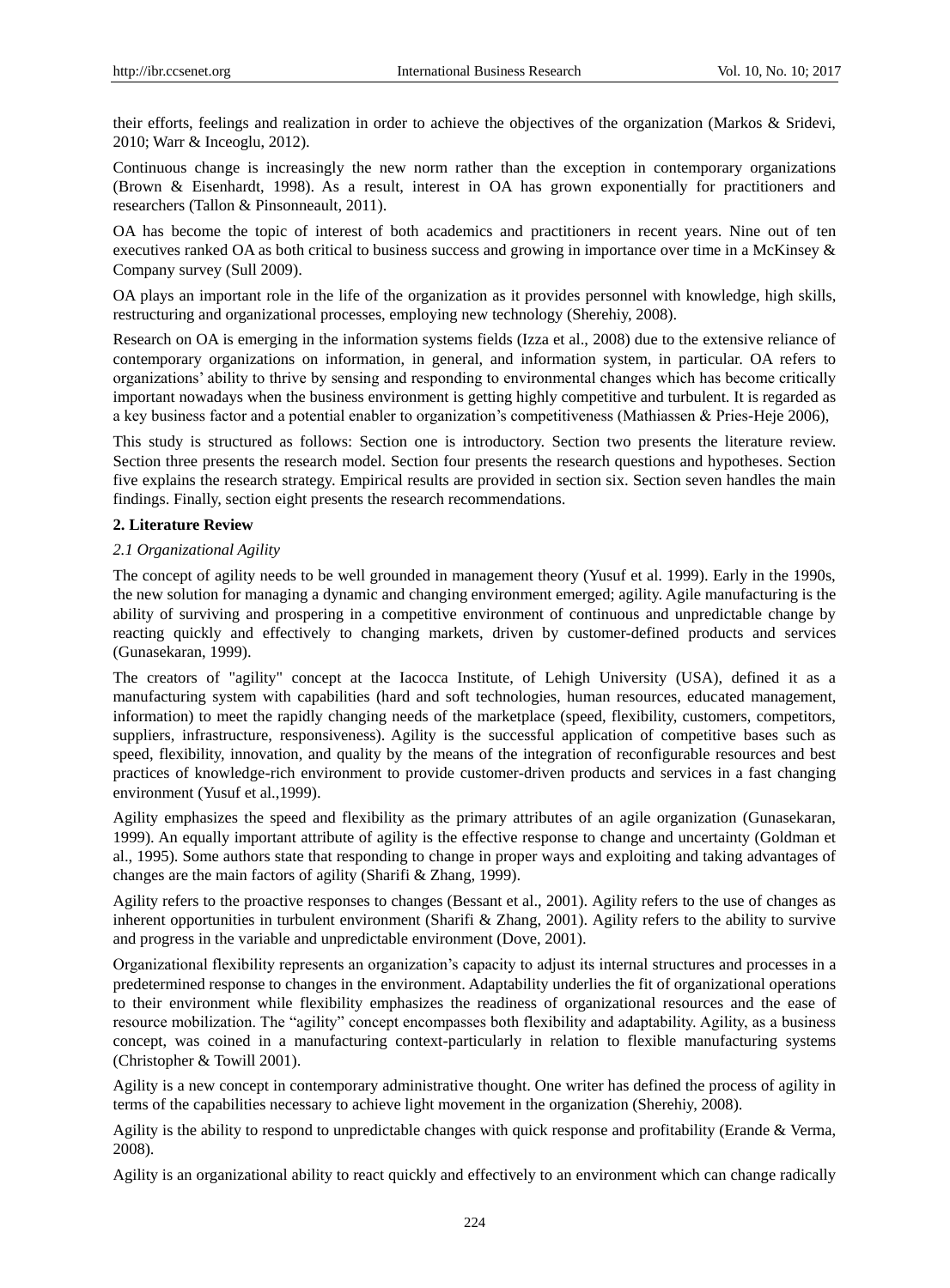their efforts, feelings and realization in order to achieve the objectives of the organization (Markos & Sridevi, 2010; Warr & Inceoglu, 2012).

Continuous change is increasingly the new norm rather than the exception in contemporary organizations (Brown & Eisenhardt, 1998). As a result, interest in OA has grown exponentially for practitioners and researchers (Tallon & Pinsonneault, 2011).

OA has become the topic of interest of both academics and practitioners in recent years. Nine out of ten executives ranked OA as both critical to business success and growing in importance over time in a McKinsey & Company survey (Sull 2009).

OA plays an important role in the life of the organization as it provides personnel with knowledge, high skills, restructuring and organizational processes, employing new technology (Sherehiy, 2008).

Research on OA is emerging in the information systems fields (Izza et al., 2008) due to the extensive reliance of contemporary organizations on information, in general, and information system, in particular. OA refers to organizations' ability to thrive by sensing and responding to environmental changes which has become critically important nowadays when the business environment is getting highly competitive and turbulent. It is regarded as a key business factor and a potential enabler to organization's competitiveness (Mathiassen & Pries-Heje 2006),

This study is structured as follows: Section one is introductory. Section two presents the literature review. Section three presents the research model. Section four presents the research questions and hypotheses. Section five explains the research strategy. Empirical results are provided in section six. Section seven handles the main findings. Finally, section eight presents the research recommendations.

## 2. Literature Review

### *2.1 Organizational Agility*

The concept of agility needs to be well grounded in management theory (Yusuf et al. 1999). Early in the 1990s, the new solution for managing a dynamic and changing environment emerged; agility. Agile manufacturing is the ability of surviving and prospering in a competitive environment of continuous and unpredictable change by reacting quickly and effectively to changing markets, driven by customer-defined products and services (Gunasekaran, 1999).

The creators of "agility" concept at the Iacocca Institute, of Lehigh University (USA), defined it as a manufacturing system with capabilities (hard and soft technologies, human resources, educated management, information) to meet the rapidly changing needs of the marketplace (speed, flexibility, customers, competitors, suppliers, infrastructure, responsiveness). Agility is the successful application of competitive bases such as speed, flexibility, innovation, and quality by the means of the integration of reconfigurable resources and best practices of knowledge-rich environment to provide customer-driven products and services in a fast changing environment (Yusuf et al.,1999).

Agility emphasizes the speed and flexibility as the primary attributes of an agile organization (Gunasekaran, 1999). An equally important attribute of agility is the effective response to change and uncertainty (Goldman et al., 1995). Some authors state that responding to change in proper ways and exploiting and taking advantages of changes are the main factors of agility (Sharifi & Zhang, 1999).

Agility refers to the proactive responses to changes (Bessant et al., 2001). Agility refers to the use of changes as inherent opportunities in turbulent environment (Sharifi & Zhang, 2001). Agility refers to the ability to survive and progress in the variable and unpredictable environment (Dove, 2001).

Organizational flexibility represents an organization's capacity to adjust its internal structures and processes in a predetermined response to changes in the environment. Adaptability underlies the fit of organizational operations to their environment while flexibility emphasizes the readiness of organizational resources and the ease of resource mobilization. The "agility" concept encompasses both flexibility and adaptability. Agility, as a business concept, was coined in a manufacturing context-particularly in relation to flexible manufacturing systems (Christopher & Towill 2001).

Agility is a new concept in contemporary administrative thought. One writer has defined the process of agility in terms of the capabilities necessary to achieve light movement in the organization (Sherehiy, 2008).

Agility is the ability to respond to unpredictable changes with quick response and profitability (Erande & Verma, 2008).

Agility is an organizational ability to react quickly and effectively to an environment which can change radically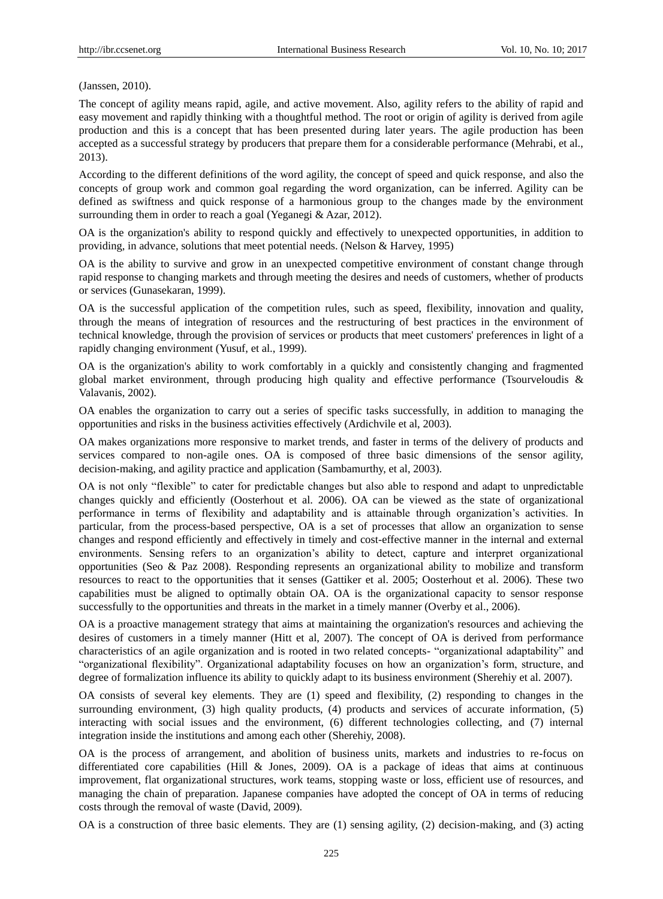(Janssen, 2010).

The concept of agility means rapid, agile, and active movement. Also, agility refers to the ability of rapid and easy movement and rapidly thinking with a thoughtful method. The root or origin of agility is derived from agile production and this is a concept that has been presented during later years. The agile production has been accepted as a successful strategy by producers that prepare them for a considerable performance (Mehrabi, et al., 2013).

According to the different definitions of the word agility, the concept of speed and quick response, and also the concepts of group work and common goal regarding the word organization, can be inferred. Agility can be defined as swiftness and quick response of a harmonious group to the changes made by the environment surrounding them in order to reach a goal (Yeganegi & Azar, 2012).

OA is the organization's ability to respond quickly and effectively to unexpected opportunities, in addition to providing, in advance, solutions that meet potential needs. (Nelson & Harvey, 1995)

OA is the ability to survive and grow in an unexpected competitive environment of constant change through rapid response to changing markets and through meeting the desires and needs of customers, whether of products or services (Gunasekaran, 1999).

OA is the successful application of the competition rules, such as speed, flexibility, innovation and quality, through the means of integration of resources and the restructuring of best practices in the environment of technical knowledge, through the provision of services or products that meet customers' preferences in light of a rapidly changing environment (Yusuf, et al., 1999).

OA is the organization's ability to work comfortably in a quickly and consistently changing and fragmented global market environment, through producing high quality and effective performance (Tsourveloudis & Valavanis, 2002).

OA enables the organization to carry out a series of specific tasks successfully, in addition to managing the opportunities and risks in the business activities effectively (Ardichvile et al, 2003).

OA makes organizations more responsive to market trends, and faster in terms of the delivery of products and services compared to non-agile ones. OA is composed of three basic dimensions of the sensor agility, decision-making, and agility practice and application (Sambamurthy, et al, 2003).

OA is not only "flexible" to cater for predictable changes but also able to respond and adapt to unpredictable changes quickly and efficiently (Oosterhout et al. 2006). OA can be viewed as the state of organizational performance in terms of flexibility and adaptability and is attainable through organization's activities. In particular, from the process-based perspective, OA is a set of processes that allow an organization to sense changes and respond efficiently and effectively in timely and cost-effective manner in the internal and external environments. Sensing refers to an organization's ability to detect, capture and interpret organizational opportunities (Seo & Paz 2008). Responding represents an organizational ability to mobilize and transform resources to react to the opportunities that it senses (Gattiker et al. 2005; Oosterhout et al. 2006). These two capabilities must be aligned to optimally obtain OA. OA is the organizational capacity to sensor response successfully to the opportunities and threats in the market in a timely manner (Overby et al., 2006).

OA is a proactive management strategy that aims at maintaining the organization's resources and achieving the desires of customers in a timely manner (Hitt et al, 2007). The concept of OA is derived from performance characteristics of an agile organization and is rooted in two related concepts- "organizational adaptability" and "organizational flexibility". Organizational adaptability focuses on how an organization's form, structure, and degree of formalization influence its ability to quickly adapt to its business environment (Sherehiy et al. 2007).

OA consists of several key elements. They are (1) speed and flexibility, (2) responding to changes in the surrounding environment, (3) high quality products, (4) products and services of accurate information, (5) interacting with social issues and the environment, (6) different technologies collecting, and (7) internal integration inside the institutions and among each other (Sherehiy, 2008).

OA is the process of arrangement, and abolition of business units, markets and industries to re-focus on differentiated core capabilities (Hill & Jones, 2009). OA is a package of ideas that aims at continuous improvement, flat organizational structures, work teams, stopping waste or loss, efficient use of resources, and managing the chain of preparation. Japanese companies have adopted the concept of OA in terms of reducing costs through the removal of waste (David, 2009).

OA is a construction of three basic elements. They are (1) sensing agility, (2) decision-making, and (3) acting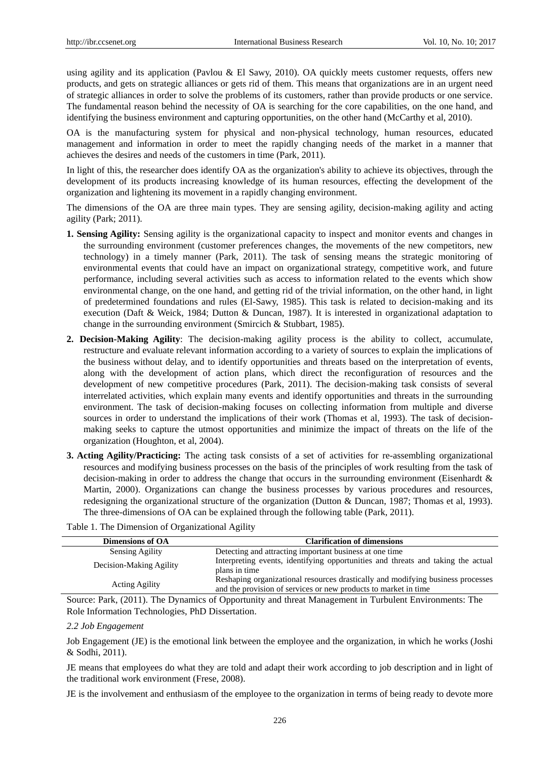using agility and its application (Pavlou & El Sawy, 2010). OA quickly meets customer requests, offers new products, and gets on strategic alliances or gets rid of them. This means that organizations are in an urgent need of strategic alliances in order to solve the problems of its customers, rather than provide products or one service. The fundamental reason behind the necessity of OA is searching for the core capabilities, on the one hand, and identifying the business environment and capturing opportunities, on the other hand (McCarthy et al, 2010).

OA is the manufacturing system for physical and non-physical technology, human resources, educated management and information in order to meet the rapidly changing needs of the market in a manner that achieves the desires and needs of the customers in time (Park, 2011).

In light of this, the researcher does identify OA as the organization's ability to achieve its objectives, through the development of its products increasing knowledge of its human resources, effecting the development of the organization and lightening its movement in a rapidly changing environment.

The dimensions of the OA are three main types. They are sensing agility, decision-making agility and acting agility (Park; 2011).

1. **Sensing Agility:** Sensing agility is the organizational capacity to inspect and monitor events and changes in the surrounding environment (customer preferences changes, the movements of the new competitors, new technology) in a timely manner (Park, 2011). The task of sensing means the strategic monitoring of environmental events that could have an impact on organizational strategy, competitive work, and future performance, including several activities such as access to information related to the events which show environmental change, on the one hand, and getting rid of the trivial information, on the other hand, in light of predetermined foundations and rules (El-Sawy, 1985). This task is related to decision-making and its execution (Daft & Weick, 1984; Dutton & Duncan, 1987). It is interested in organizational adaptation to change in the surrounding environment (Smircich & Stubbart, 1985).

2. **Decision-Making Agility**: The decision-making agility process is the ability to collect, accumulate, restructure and evaluate relevant information according to a variety of sources to explain the implications of the business without delay, and to identify opportunities and threats based on the interpretation of events, along with the development of action plans, which direct the reconfiguration of resources and the development of new competitive procedures (Park, 2011). The decision-making task consists of several interrelated activities, which explain many events and identify opportunities and threats in the surrounding environment. The task of decision-making focuses on collecting information from multiple and diverse sources in order to understand the implications of their work (Thomas et al, 1993). The task of decision-making seeks to capture the utmost opportunities and minimize the impact of threats on the life of the organization (Houghton, et al, 2004).

3. **Acting Agility/Practicing:** The acting task consists of a set of activities for re-assembling organizational resources and modifying business processes on the basis of the principles of work resulting from the task of decision-making in order to address the change that occurs in the surrounding environment (Eisenhardt & Martin, 2000). Organizations can change the business processes by various procedures and resources, redesigning the organizational structure of the organization (Dutton & Duncan, 1987; Thomas et al, 1993). The three-dimensions of OA can be explained through the following table (Park, 2011).

Table 1. The Dimension of Organizational Agility

| Dimensions of OA | Clarification of dimensions |
|---|---|
| Sensing Agility | Detecting and attracting important business at one time |
| Decision-Making Agility | Interpreting events, identifying opportunities and threats and taking the actual plans in time |
| Acting Agility | Reshaping organizational resources drastically and modifying business processes and the provision of services or new products to market in time |

Source: Park, (2011). The Dynamics of Opportunity and threat Management in Turbulent Environments: The Role Information Technologies, PhD Dissertation.

### *2.2 Job Engagement*

Job Engagement (JE) is the emotional link between the employee and the organization, in which he works (Joshi & Sodhi, 2011).

JE means that employees do what they are told and adapt their work according to job description and in light of the traditional work environment (Frese, 2008).

JE is the involvement and enthusiasm of the employee to the organization in terms of being ready to devote more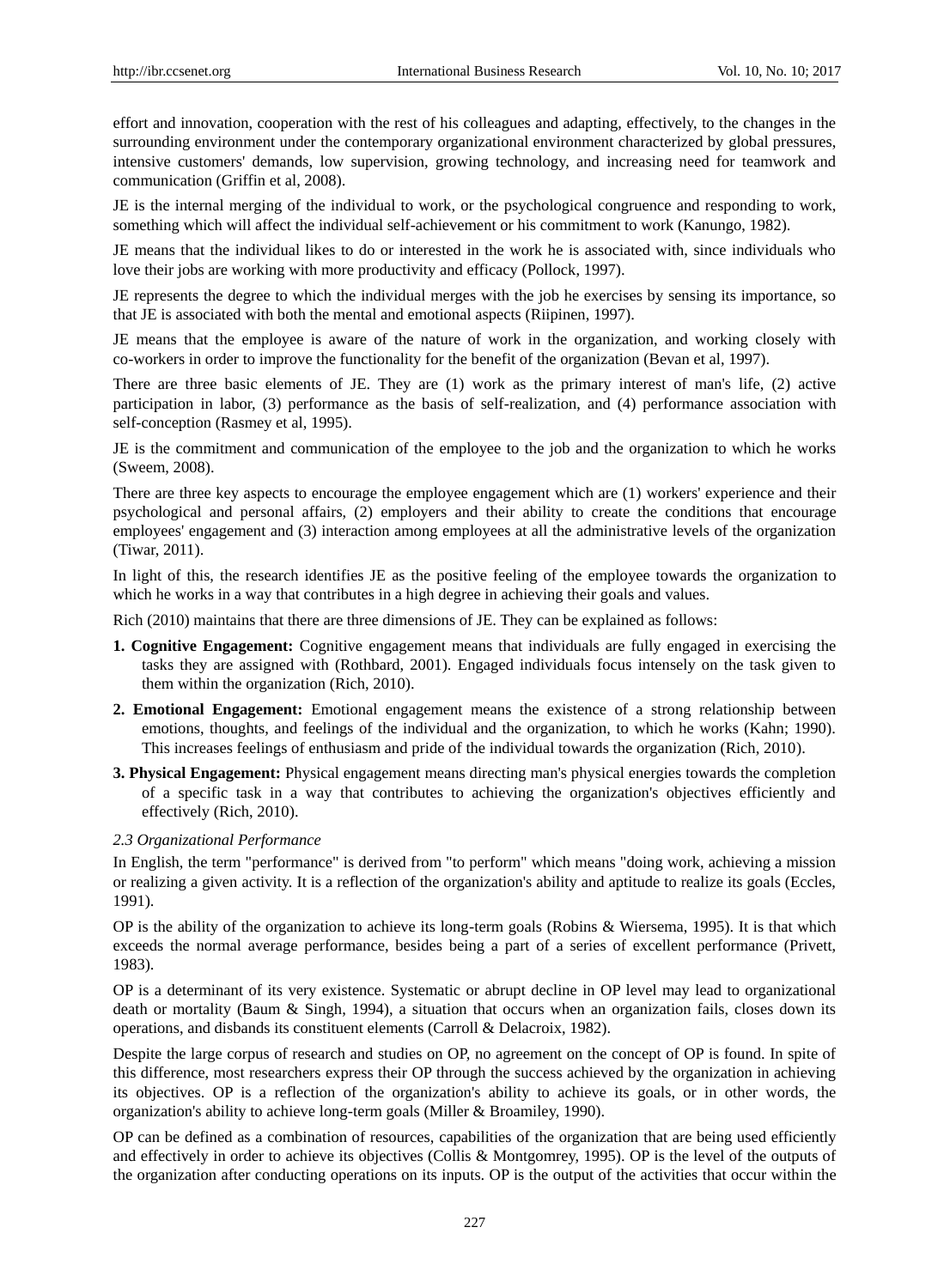effort and innovation, cooperation with the rest of his colleagues and adapting, effectively, to the changes in the surrounding environment under the contemporary organizational environment characterized by global pressures, intensive customers' demands, low supervision, growing technology, and increasing need for teamwork and communication (Griffin et al, 2008).

JE is the internal merging of the individual to work, or the psychological congruence and responding to work, something which will affect the individual self-achievement or his commitment to work (Kanungo, 1982).

JE means that the individual likes to do or interested in the work he is associated with, since individuals who love their jobs are working with more productivity and efficacy (Pollock, 1997).

JE represents the degree to which the individual merges with the job he exercises by sensing its importance, so that JE is associated with both the mental and emotional aspects (Riipinen, 1997).

JE means that the employee is aware of the nature of work in the organization, and working closely with co-workers in order to improve the functionality for the benefit of the organization (Bevan et al, 1997).

There are three basic elements of JE. They are (1) work as the primary interest of man's life, (2) active participation in labor, (3) performance as the basis of self-realization, and (4) performance association with self-conception (Rasmey et al, 1995).

JE is the commitment and communication of the employee to the job and the organization to which he works (Sweem, 2008).

There are three key aspects to encourage the employee engagement which are (1) workers' experience and their psychological and personal affairs, (2) employers and their ability to create the conditions that encourage employees' engagement and (3) interaction among employees at all the administrative levels of the organization (Tiwar, 2011).

In light of this, the research identifies JE as the positive feeling of the employee towards the organization to which he works in a way that contributes in a high degree in achieving their goals and values.

Rich (2010) maintains that there are three dimensions of JE. They can be explained as follows:

1. **Cognitive Engagement:** Cognitive engagement means that individuals are fully engaged in exercising the tasks they are assigned with (Rothbard, 2001). Engaged individuals focus intensely on the task given to them within the organization (Rich, 2010).
2. **Emotional Engagement:** Emotional engagement means the existence of a strong relationship between emotions, thoughts, and feelings of the individual and the organization, to which he works (Kahn; 1990). This increases feelings of enthusiasm and pride of the individual towards the organization (Rich, 2010).
3. **Physical Engagement:** Physical engagement means directing man's physical energies towards the completion of a specific task in a way that contributes to achieving the organization's objectives efficiently and effectively (Rich, 2010).

### *2.3 Organizational Performance*

In English, the term "performance" is derived from "to perform" which means "doing work, achieving a mission or realizing a given activity. It is a reflection of the organization's ability and aptitude to realize its goals (Eccles, 1991).

OP is the ability of the organization to achieve its long-term goals (Robins & Wiersema, 1995). It is that which exceeds the normal average performance, besides being a part of a series of excellent performance (Privett, 1983).

OP is a determinant of its very existence. Systematic or abrupt decline in OP level may lead to organizational death or mortality (Baum & Singh, 1994), a situation that occurs when an organization fails, closes down its operations, and disbands its constituent elements (Carroll & Delacroix, 1982).

Despite the large corpus of research and studies on OP, no agreement on the concept of OP is found. In spite of this difference, most researchers express their OP through the success achieved by the organization in achieving its objectives. OP is a reflection of the organization's ability to achieve its goals, or in other words, the organization's ability to achieve long-term goals (Miller & Broamiley, 1990).

OP can be defined as a combination of resources, capabilities of the organization that are being used efficiently and effectively in order to achieve its objectives (Collis & Montgomrey, 1995). OP is the level of the outputs of the organization after conducting operations on its inputs. OP is the output of the activities that occur within the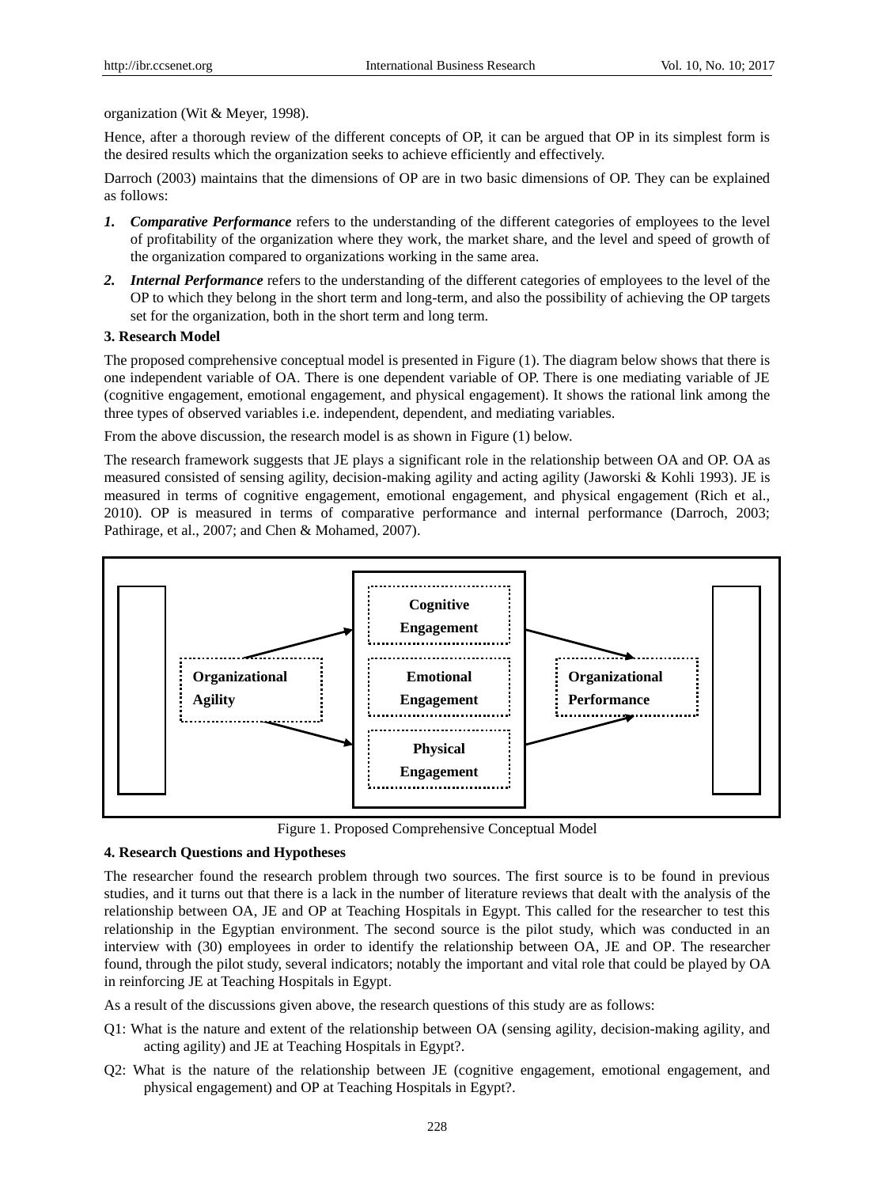organization (Wit & Meyer, 1998).

Hence, after a thorough review of the different concepts of OP, it can be argued that OP in its simplest form is the desired results which the organization seeks to achieve efficiently and effectively.

Darroch (2003) maintains that the dimensions of OP are in two basic dimensions of OP. They can be explained as follows:

1. ***Comparative Performance*** refers to the understanding of the different categories of employees to the level of profitability of the organization where they work, the market share, and the level and speed of growth of the organization compared to organizations working in the same area.
2. ***Internal Performance*** refers to the understanding of the different categories of employees to the level of the OP to which they belong in the short term and long-term, and also the possibility of achieving the OP targets set for the organization, both in the short term and long term.

### 3. Research Model

The proposed comprehensive conceptual model is presented in Figure (1). The diagram below shows that there is one independent variable of OA. There is one dependent variable of OP. There is one mediating variable of JE (cognitive engagement, emotional engagement, and physical engagement). It shows the rational link among the three types of observed variables i.e. independent, dependent, and mediating variables.

From the above discussion, the research model is as shown in Figure (1) below.

The research framework suggests that JE plays a significant role in the relationship between OA and OP. OA as measured consisted of sensing agility, decision-making agility and acting agility (Jaworski & Kohli 1993). JE is measured in terms of cognitive engagement, emotional engagement, and physical engagement (Rich et al., 2010). OP is measured in terms of comparative performance and internal performance (Darroch, 2003; Pathirage, et al., 2007; and Chen & Mohamed, 2007).

Organizational Agility → Cognitive Engagement / Emotional Engagement / Physical Engagement → Organizational Performance

Figure 1. Proposed Comprehensive Conceptual Model

### 4. Research Questions and Hypotheses

The researcher found the research problem through two sources. The first source is to be found in previous studies, and it turns out that there is a lack in the number of literature reviews that dealt with the analysis of the relationship between OA, JE and OP at Teaching Hospitals in Egypt. This called for the researcher to test this relationship in the Egyptian environment. The second source is the pilot study, which was conducted in an interview with (30) employees in order to identify the relationship between OA, JE and OP. The researcher found, through the pilot study, several indicators; notably the important and vital role that could be played by OA in reinforcing JE at Teaching Hospitals in Egypt.

As a result of the discussions given above, the research questions of this study are as follows:

Q1: What is the nature and extent of the relationship between OA (sensing agility, decision-making agility, and acting agility) and JE at Teaching Hospitals in Egypt?.

Q2: What is the nature of the relationship between JE (cognitive engagement, emotional engagement, and physical engagement) and OP at Teaching Hospitals in Egypt?.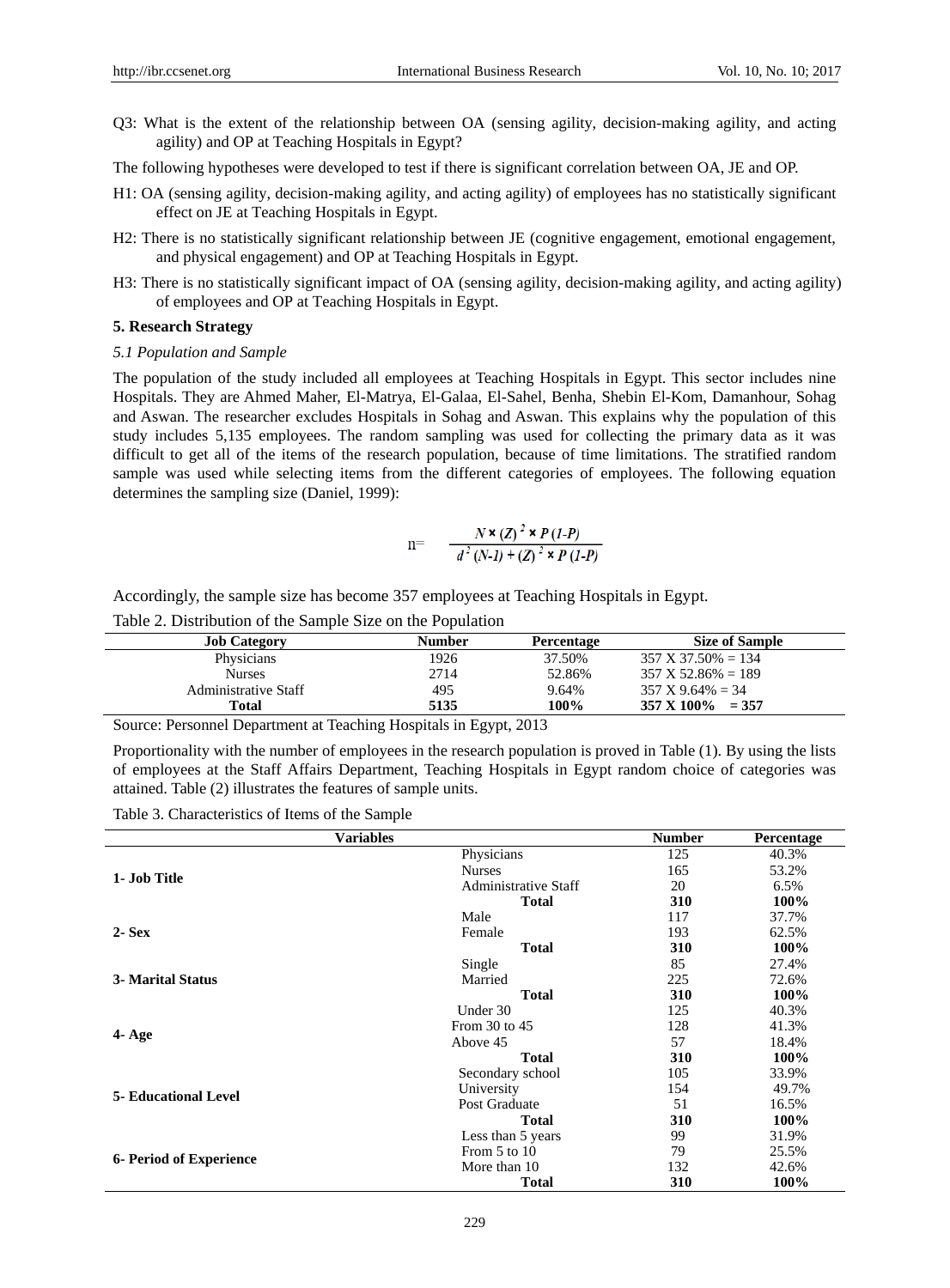Q3: What is the extent of the relationship between OA (sensing agility, decision-making agility, and acting agility) and OP at Teaching Hospitals in Egypt?

The following hypotheses were developed to test if there is significant correlation between OA, JE and OP.

H1: OA (sensing agility, decision-making agility, and acting agility) of employees has no statistically significant effect on JE at Teaching Hospitals in Egypt.

H2: There is no statistically significant relationship between JE (cognitive engagement, emotional engagement, and physical engagement) and OP at Teaching Hospitals in Egypt.

H3: There is no statistically significant impact of OA (sensing agility, decision-making agility, and acting agility) of employees and OP at Teaching Hospitals in Egypt.

## 5. Research Strategy

### *5.1 Population and Sample*

The population of the study included all employees at Teaching Hospitals in Egypt. This sector includes nine Hospitals. They are Ahmed Maher, El-Matrya, El-Galaa, El-Sahel, Benha, Shebin El-Kom, Damanhour, Sohag and Aswan. The researcher excludes Hospitals in Sohag and Aswan. This explains why the population of this study includes 5,135 employees. The random sampling was used for collecting the primary data as it was difficult to get all of the items of the research population, because of time limitations. The stratified random sample was used while selecting items from the different categories of employees. The following equation determines the sampling size (Daniel, 1999):

$$n= \frac{N \times (Z)^2 \times P(1-P)}{d^2(N-1) + (Z)^2 \times P(1-P)}$$

Accordingly, the sample size has become 357 employees at Teaching Hospitals in Egypt.

Table 2. Distribution of the Sample Size on the Population

| Job Category | Number | Percentage | Size of Sample |
|---|---|---|---|
| Physicians | 1926 | 37.50% | 357 X 37.50% = 134 |
| Nurses | 2714 | 52.86% | 357 X 52.86% = 189 |
| Administrative Staff | 495 | 9.64% | 357 X 9.64% = 34 |
| **Total** | **5135** | **100%** | **357 X 100% = 357** |

Source: Personnel Department at Teaching Hospitals in Egypt, 2013

Proportionality with the number of employees in the research population is proved in Table (1). By using the lists of employees at the Staff Affairs Department, Teaching Hospitals in Egypt random choice of categories was attained. Table (2) illustrates the features of sample units.

Table 3. Characteristics of Items of the Sample

| Variables | | Number | Percentage |
|---|---|---|---|
| **1- Job Title** | Physicians | 125 | 40.3% |
| | Nurses | 165 | 53.2% |
| | Administrative Staff | 20 | 6.5% |
| | **Total** | **310** | **100%** |
| **2- Sex** | Male | 117 | 37.7% |
| | Female | 193 | 62.5% |
| | **Total** | **310** | **100%** |
| **3- Marital Status** | Single | 85 | 27.4% |
| | Married | 225 | 72.6% |
| | **Total** | **310** | **100%** |
| **4- Age** | Under 30 | 125 | 40.3% |
| | From 30 to 45 | 128 | 41.3% |
| | Above 45 | 57 | 18.4% |
| | **Total** | **310** | **100%** |
| **5- Educational Level** | Secondary school | 105 | 33.9% |
| | University | 154 | 49.7% |
| | Post Graduate | 51 | 16.5% |
| | **Total** | **310** | **100%** |
| **6- Period of Experience** | Less than 5 years | 99 | 31.9% |
| | From 5 to 10 | 79 | 25.5% |
| | More than 10 | 132 | 42.6% |
| | **Total** | **310** | **100%** |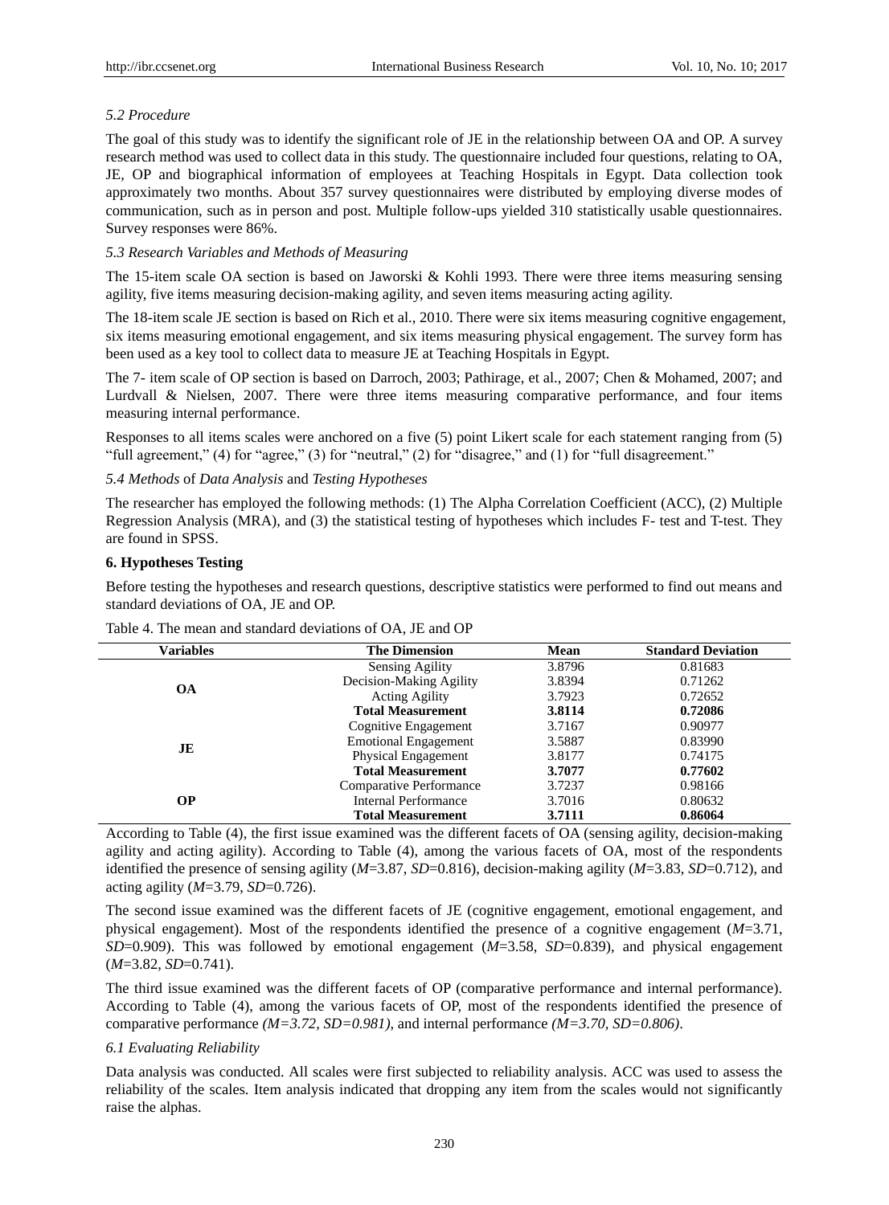*5.2 Procedure*

The goal of this study was to identify the significant role of JE in the relationship between OA and OP. A survey research method was used to collect data in this study. The questionnaire included four questions, relating to OA, JE, OP and biographical information of employees at Teaching Hospitals in Egypt. Data collection took approximately two months. About 357 survey questionnaires were distributed by employing diverse modes of communication, such as in person and post. Multiple follow-ups yielded 310 statistically usable questionnaires. Survey responses were 86%.

*5.3 Research Variables and Methods of Measuring*

The 15-item scale OA section is based on Jaworski & Kohli 1993. There were three items measuring sensing agility, five items measuring decision-making agility, and seven items measuring acting agility.

The 18-item scale JE section is based on Rich et al., 2010. There were six items measuring cognitive engagement, six items measuring emotional engagement, and six items measuring physical engagement. The survey form has been used as a key tool to collect data to measure JE at Teaching Hospitals in Egypt.

The 7- item scale of OP section is based on Darroch, 2003; Pathirage, et al., 2007; Chen & Mohamed, 2007; and Lurdvall & Nielsen, 2007. There were three items measuring comparative performance, and four items measuring internal performance.

Responses to all items scales were anchored on a five (5) point Likert scale for each statement ranging from (5) "full agreement," (4) for "agree," (3) for "neutral," (2) for "disagree," and (1) for "full disagreement."

*5.4 Methods* of *Data Analysis* and *Testing Hypotheses*

The researcher has employed the following methods: (1) The Alpha Correlation Coefficient (ACC), (2) Multiple Regression Analysis (MRA), and (3) the statistical testing of hypotheses which includes F- test and T-test. They are found in SPSS.

**6. Hypotheses Testing**

Before testing the hypotheses and research questions, descriptive statistics were performed to find out means and standard deviations of OA, JE and OP.

Table 4. The mean and standard deviations of OA, JE and OP

| Variables | The Dimension | Mean | Standard Deviation |
|---|---|---|---|
| OA | Sensing Agility | 3.8796 | 0.81683 |
| | Decision-Making Agility | 3.8394 | 0.71262 |
| | Acting Agility | 3.7923 | 0.72652 |
| | **Total Measurement** | **3.8114** | **0.72086** |
| JE | Cognitive Engagement | 3.7167 | 0.90977 |
| | Emotional Engagement | 3.5887 | 0.83990 |
| | Physical Engagement | 3.8177 | 0.74175 |
| | **Total Measurement** | **3.7077** | **0.77602** |
| OP | Comparative Performance | 3.7237 | 0.98166 |
| | Internal Performance | 3.7016 | 0.80632 |
| | **Total Measurement** | **3.7111** | **0.86064** |

According to Table (4), the first issue examined was the different facets of OA (sensing agility, decision-making agility and acting agility). According to Table (4), among the various facets of OA, most of the respondents identified the presence of sensing agility (*M*=3.87, *SD*=0.816), decision-making agility (*M*=3.83, *SD*=0.712), and acting agility (*M*=3.79, *SD*=0.726).

The second issue examined was the different facets of JE (cognitive engagement, emotional engagement, and physical engagement). Most of the respondents identified the presence of a cognitive engagement (*M*=3.71, *SD*=0.909). This was followed by emotional engagement (*M*=3.58, *SD*=0.839), and physical engagement (*M*=3.82, *SD*=0.741).

The third issue examined was the different facets of OP (comparative performance and internal performance). According to Table (4), among the various facets of OP, most of the respondents identified the presence of comparative performance *(M=3.72, SD=0.981)*, and internal performance *(M=3.70, SD=0.806)*.

*6.1 Evaluating Reliability*

Data analysis was conducted. All scales were first subjected to reliability analysis. ACC was used to assess the reliability of the scales. Item analysis indicated that dropping any item from the scales would not significantly raise the alphas.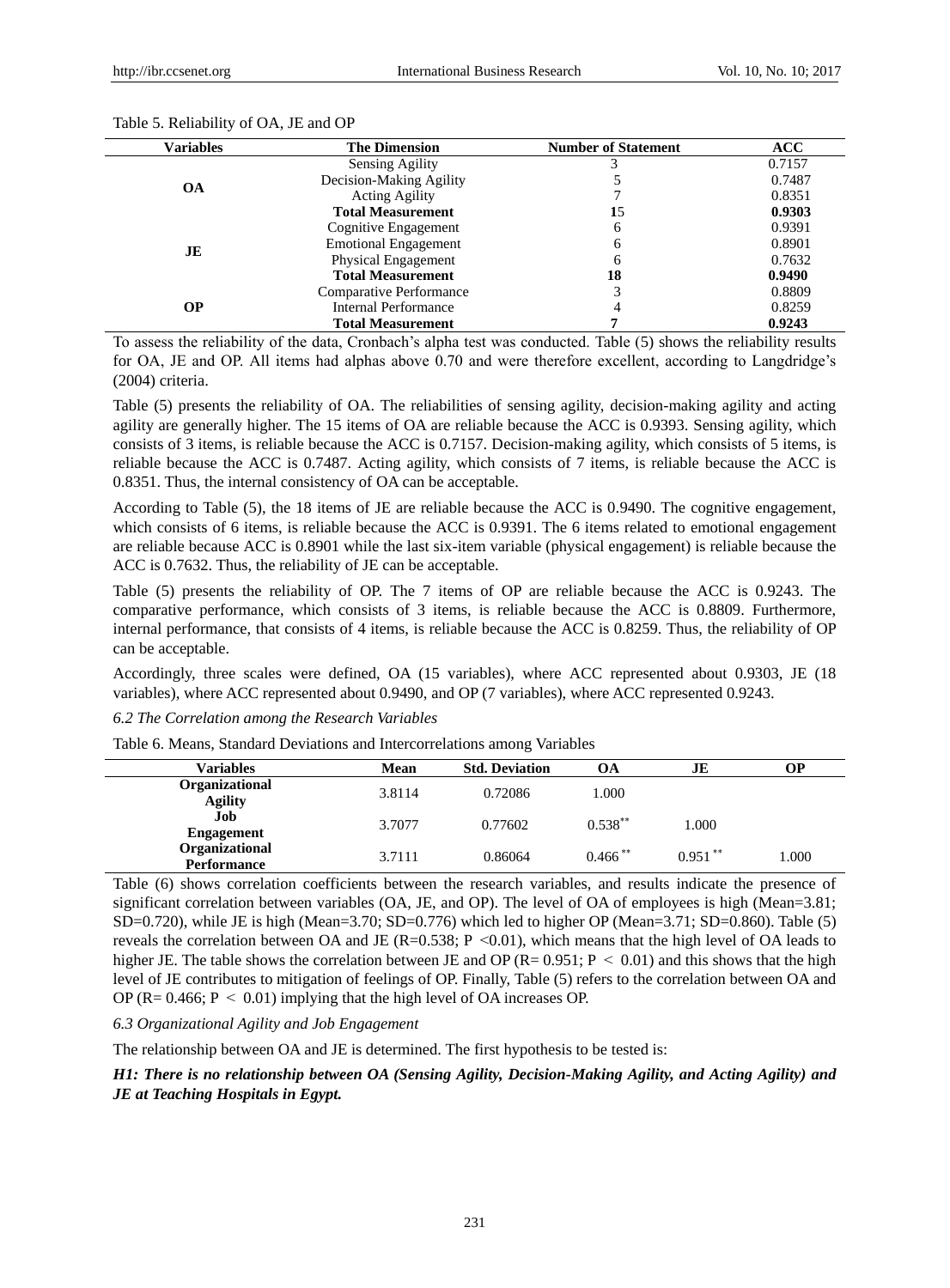Table 5. Reliability of OA, JE and OP

| Variables | The Dimension | Number of Statement | ACC |
|---|---|---|---|
| OA | Sensing Agility | 3 | 0.7157 |
| | Decision-Making Agility | 5 | 0.7487 |
| | Acting Agility | 7 | 0.8351 |
| | **Total Measurement** | **15** | **0.9303** |
| JE | Cognitive Engagement | 6 | 0.9391 |
| | Emotional Engagement | 6 | 0.8901 |
| | Physical Engagement | 6 | 0.7632 |
| | **Total Measurement** | **18** | **0.9490** |
| OP | Comparative Performance | 3 | 0.8809 |
| | Internal Performance | 4 | 0.8259 |
| | **Total Measurement** | **7** | **0.9243** |

To assess the reliability of the data, Cronbach's alpha test was conducted. Table (5) shows the reliability results for OA, JE and OP. All items had alphas above 0.70 and were therefore excellent, according to Langdridge's (2004) criteria.

Table (5) presents the reliability of OA. The reliabilities of sensing agility, decision-making agility and acting agility are generally higher. The 15 items of OA are reliable because the ACC is 0.9393. Sensing agility, which consists of 3 items, is reliable because the ACC is 0.7157. Decision-making agility, which consists of 5 items, is reliable because the ACC is 0.7487. Acting agility, which consists of 7 items, is reliable because the ACC is 0.8351. Thus, the internal consistency of OA can be acceptable.

According to Table (5), the 18 items of JE are reliable because the ACC is 0.9490. The cognitive engagement, which consists of 6 items, is reliable because the ACC is 0.9391. The 6 items related to emotional engagement are reliable because ACC is 0.8901 while the last six-item variable (physical engagement) is reliable because the ACC is 0.7632. Thus, the reliability of JE can be acceptable.

Table (5) presents the reliability of OP. The 7 items of OP are reliable because the ACC is 0.9243. The comparative performance, which consists of 3 items, is reliable because the ACC is 0.8809. Furthermore, internal performance, that consists of 4 items, is reliable because the ACC is 0.8259. Thus, the reliability of OP can be acceptable.

Accordingly, three scales were defined, OA (15 variables), where ACC represented about 0.9303, JE (18 variables), where ACC represented about 0.9490, and OP (7 variables), where ACC represented 0.9243.

### *6.2 The Correlation among the Research Variables*

Table 6. Means, Standard Deviations and Intercorrelations among Variables

| Variables | Mean | Std. Deviation | OA | JE | OP |
|---|---|---|---|---|---|
| **Organizational Agility** | 3.8114 | 0.72086 | 1.000 | | |
| **Job Engagement** | 3.7077 | 0.77602 | $0.538^{**}$ | 1.000 | |
| **Organizational Performance** | 3.7111 | 0.86064 | $0.466^{**}$ | $0.951^{**}$ | 1.000 |

Table (6) shows correlation coefficients between the research variables, and results indicate the presence of significant correlation between variables (OA, JE, and OP). The level of OA of employees is high (Mean=3.81; SD=0.720), while JE is high (Mean=3.70; SD=0.776) which led to higher OP (Mean=3.71; SD=0.860). Table (5) reveals the correlation between OA and JE ($R=0.538$; $P<0.01$), which means that the high level of OA leads to higher JE. The table shows the correlation between JE and OP ($R=0.951$; $P<0.01$) and this shows that the high level of JE contributes to mitigation of feelings of OP. Finally, Table (5) refers to the correlation between OA and OP ($R=0.466$; $P<0.01$) implying that the high level of OA increases OP.

### *6.3 Organizational Agility and Job Engagement*

The relationship between OA and JE is determined. The first hypothesis to be tested is:

***H1: There is no relationship between OA (Sensing Agility, Decision-Making Agility, and Acting Agility) and JE at Teaching Hospitals in Egypt.***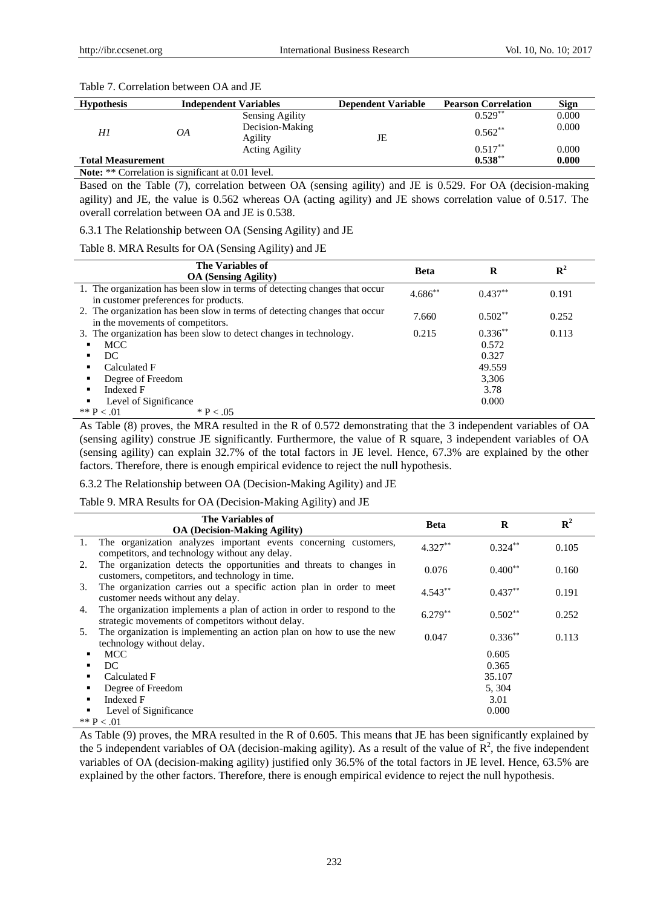Table 7. Correlation between OA and JE

| Hypothesis | Independent Variables | | Dependent Variable | Pearson Correlation | Sign |
|---|---|---|---|---|---|
| *H1* | *OA* | Sensing Agility | JE | $0.529^{**}$ | 0.000 |
| | | Decision-Making Agility | | $0.562^{**}$ | 0.000 |
| | | Acting Agility | | $0.517^{**}$ | 0.000 |
| **Total Measurement** | | | | $\mathbf{0.538^{**}}$ | **0.000** |

**Note:** ** Correlation is significant at 0.01 level.

Based on the Table (7), correlation between OA (sensing agility) and JE is 0.529. For OA (decision-making agility) and JE, the value is 0.562 whereas OA (acting agility) and JE shows correlation value of 0.517. The overall correlation between OA and JE is 0.538.

#### 6.3.1 The Relationship between OA (Sensing Agility) and JE

Table 8. MRA Results for OA (Sensing Agility) and JE

| The Variables of OA (Sensing Agility) | Beta | R | $R^2$ |
|---|---|---|---|
| 1. The organization has been slow in terms of detecting changes that occur in customer preferences for products. | $4.686^{**}$ | $0.437^{**}$ | 0.191 |
| 2. The organization has been slow in terms of detecting changes that occur in the movements of competitors. | 7.660 | $0.502^{**}$ | 0.252 |
| 3. The organization has been slow to detect changes in technology. | 0.215 | $0.336^{**}$ | 0.113 |
| ▪ MCC | | 0.572 | |
| ▪ DC | | 0.327 | |
| ▪ Calculated F | | 49.559 | |
| ▪ Degree of Freedom | | 3,306 | |
| ▪ Indexed F | | 3.78 | |
| ▪ Level of Significance | | 0.000 | |

** $P < .01$ &nbsp;&nbsp;&nbsp; * $P < .05$

As Table (8) proves, the MRA resulted in the R of 0.572 demonstrating that the 3 independent variables of OA (sensing agility) construe JE significantly. Furthermore, the value of R square, 3 independent variables of OA (sensing agility) can explain 32.7% of the total factors in JE level. Hence, 67.3% are explained by the other factors. Therefore, there is enough empirical evidence to reject the null hypothesis.

#### 6.3.2 The Relationship between OA (Decision-Making Agility) and JE

Table 9. MRA Results for OA (Decision-Making Agility) and JE

| The Variables of OA (Decision-Making Agility) | Beta | R | $R^2$ |
|---|---|---|---|
| 1. The organization analyzes important events concerning customers, competitors, and technology without any delay. | $4.327^{**}$ | $0.324^{**}$ | 0.105 |
| 2. The organization detects the opportunities and threats to changes in customers, competitors, and technology in time. | 0.076 | $0.400^{**}$ | 0.160 |
| 3. The organization carries out a specific action plan in order to meet customer needs without any delay. | $4.543^{**}$ | $0.437^{**}$ | 0.191 |
| 4. The organization implements a plan of action in order to respond to the strategic movements of competitors without delay. | $6.279^{**}$ | $0.502^{**}$ | 0.252 |
| 5. The organization is implementing an action plan on how to use the new technology without delay. | 0.047 | $0.336^{**}$ | 0.113 |
| ▪ MCC | | 0.605 | |
| ▪ DC | | 0.365 | |
| ▪ Calculated F | | 35.107 | |
| ▪ Degree of Freedom | | 5, 304 | |
| ▪ Indexed F | | 3.01 | |
| ▪ Level of Significance | | 0.000 | |

** $P < .01$

As Table (9) proves, the MRA resulted in the R of 0.605. This means that JE has been significantly explained by the 5 independent variables of OA (decision-making agility). As a result of the value of $R^2$, the five independent variables of OA (decision-making agility) justified only 36.5% of the total factors in JE level. Hence, 63.5% are explained by the other factors. Therefore, there is enough empirical evidence to reject the null hypothesis.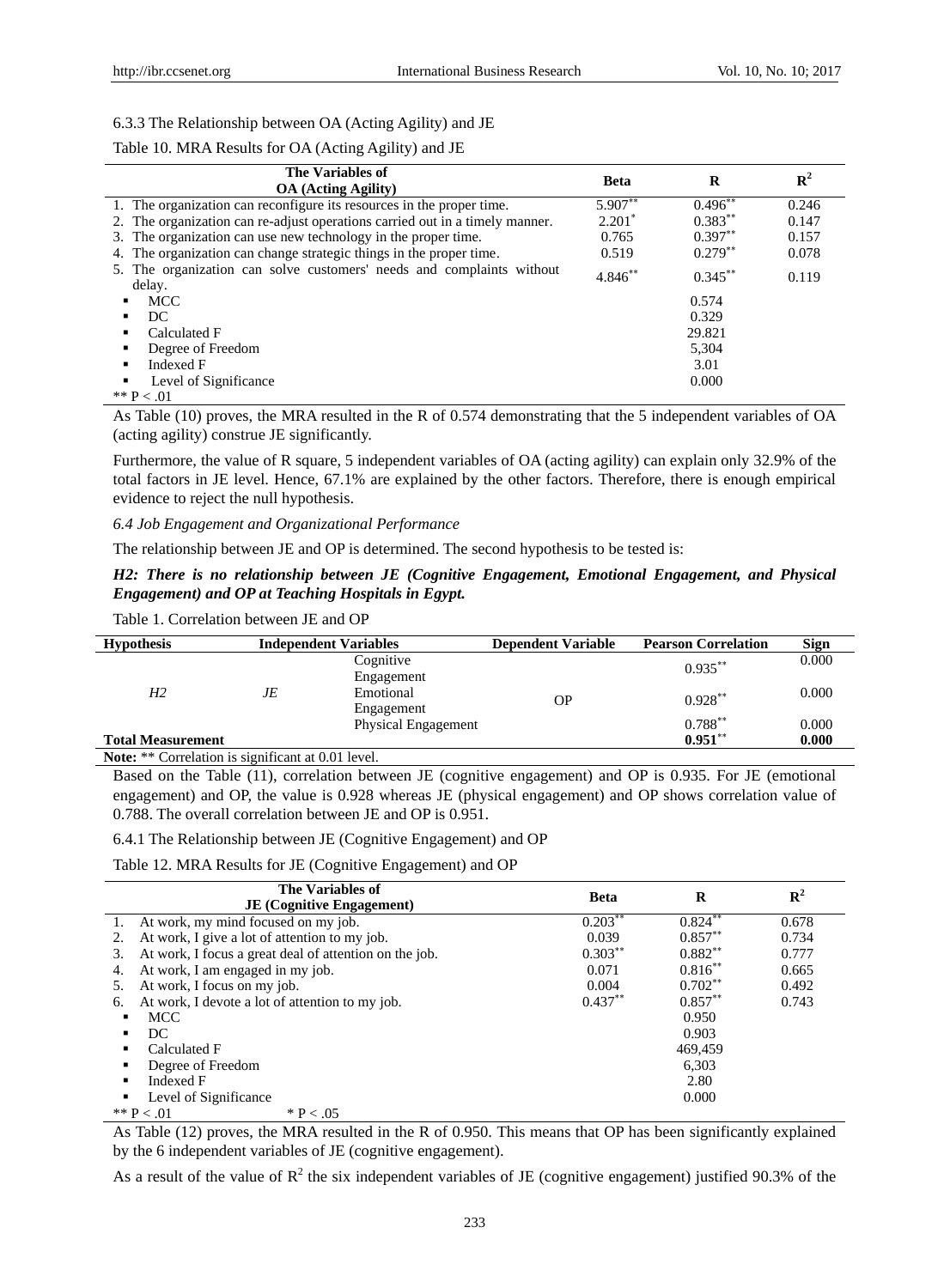6.3.3 The Relationship between OA (Acting Agility) and JE

Table 10. MRA Results for OA (Acting Agility) and JE

| The Variables of OA (Acting Agility) | Beta | R | $R^2$ |
|---|---|---|---|
| 1. The organization can reconfigure its resources in the proper time. | 5.907** | 0.496** | 0.246 |
| 2. The organization can re-adjust operations carried out in a timely manner. | 2.201* | 0.383** | 0.147 |
| 3. The organization can use new technology in the proper time. | 0.765 | 0.397** | 0.157 |
| 4. The organization can change strategic things in the proper time. | 0.519 | 0.279** | 0.078 |
| 5. The organization can solve customers' needs and complaints without delay. | 4.846** | 0.345** | 0.119 |
| ▪ MCC | | 0.574 | |
| ▪ DC | | 0.329 | |
| ▪ Calculated F | | 29.821 | |
| ▪ Degree of Freedom | | 5,304 | |
| ▪ Indexed F | | 3.01 | |
| ▪ Level of Significance | | 0.000 | |

** P < .01

As Table (10) proves, the MRA resulted in the R of 0.574 demonstrating that the 5 independent variables of OA (acting agility) construe JE significantly.

Furthermore, the value of R square, 5 independent variables of OA (acting agility) can explain only 32.9% of the total factors in JE level. Hence, 67.1% are explained by the other factors. Therefore, there is enough empirical evidence to reject the null hypothesis.

### *6.4 Job Engagement and Organizational Performance*

The relationship between JE and OP is determined. The second hypothesis to be tested is:

***H2: There is no relationship between JE (Cognitive Engagement, Emotional Engagement, and Physical Engagement) and OP at Teaching Hospitals in Egypt.***

Table 1. Correlation between JE and OP

| Hypothesis | Independent Variables | | Dependent Variable | Pearson Correlation | Sign |
|---|---|---|---|---|---|
| *H2* | *JE* | Cognitive Engagement | OP | 0.935** | 0.000 |
| | | Emotional Engagement | | 0.928** | 0.000 |
| | | Physical Engagement | | 0.788** | 0.000 |
| **Total Measurement** | | | | **0.951**** | **0.000** |

**Note:** ** Correlation is significant at 0.01 level.

Based on the Table (11), correlation between JE (cognitive engagement) and OP is 0.935. For JE (emotional engagement) and OP, the value is 0.928 whereas JE (physical engagement) and OP shows correlation value of 0.788. The overall correlation between JE and OP is 0.951.

6.4.1 The Relationship between JE (Cognitive Engagement) and OP

Table 12. MRA Results for JE (Cognitive Engagement) and OP

| The Variables of JE (Cognitive Engagement) | Beta | R | $R^2$ |
|---|---|---|---|
| 1. At work, my mind focused on my job. | 0.203** | 0.824** | 0.678 |
| 2. At work, I give a lot of attention to my job. | 0.039 | 0.857** | 0.734 |
| 3. At work, I focus a great deal of attention on the job. | 0.303** | 0.882** | 0.777 |
| 4. At work, I am engaged in my job. | 0.071 | 0.816** | 0.665 |
| 5. At work, I focus on my job. | 0.004 | 0.702** | 0.492 |
| 6. At work, I devote a lot of attention to my job. | 0.437** | 0.857** | 0.743 |
| ▪ MCC | | 0.950 | |
| ▪ DC | | 0.903 | |
| ▪ Calculated F | | 469,459 | |
| ▪ Degree of Freedom | | 6,303 | |
| ▪ Indexed F | | 2.80 | |
| ▪ Level of Significance | | 0.000 | |

** P < .01 * P < .05

As Table (12) proves, the MRA resulted in the R of 0.950. This means that OP has been significantly explained by the 6 independent variables of JE (cognitive engagement).

As a result of the value of $R^2$ the six independent variables of JE (cognitive engagement) justified 90.3% of the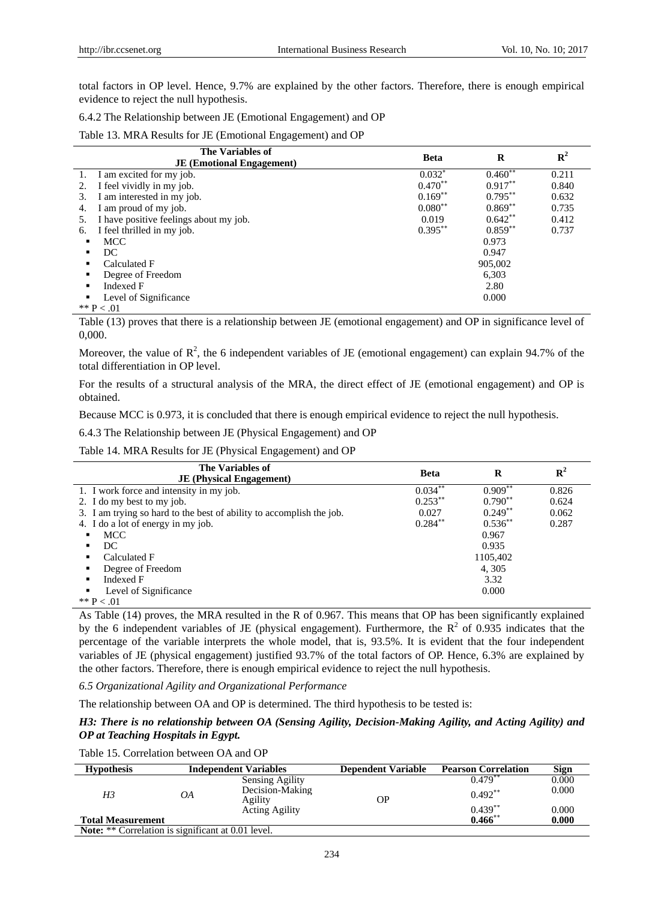total factors in OP level. Hence, 9.7% are explained by the other factors. Therefore, there is enough empirical evidence to reject the null hypothesis.

6.4.2 The Relationship between JE (Emotional Engagement) and OP

Table 13. MRA Results for JE (Emotional Engagement) and OP

| The Variables of JE (Emotional Engagement) | Beta | R | $R^2$ |
|---|---|---|---|
| 1. I am excited for my job. | 0.032* | 0.460** | 0.211 |
| 2. I feel vividly in my job. | 0.470** | 0.917** | 0.840 |
| 3. I am interested in my job. | 0.169** | 0.795** | 0.632 |
| 4. I am proud of my job. | 0.080** | 0.869** | 0.735 |
| 5. I have positive feelings about my job. | 0.019 | 0.642** | 0.412 |
| 6. I feel thrilled in my job. | 0.395** | 0.859** | 0.737 |
| ▪ MCC | | 0.973 | |
| ▪ DC | | 0.947 | |
| ▪ Calculated F | | 905,002 | |
| ▪ Degree of Freedom | | 6,303 | |
| ▪ Indexed F | | 2.80 | |
| ▪ Level of Significance | | 0.000 | |

** P < .01

Table (13) proves that there is a relationship between JE (emotional engagement) and OP in significance level of 0,000.

Moreover, the value of $R^2$, the 6 independent variables of JE (emotional engagement) can explain 94.7% of the total differentiation in OP level.

For the results of a structural analysis of the MRA, the direct effect of JE (emotional engagement) and OP is obtained.

Because MCC is 0.973, it is concluded that there is enough empirical evidence to reject the null hypothesis.

6.4.3 The Relationship between JE (Physical Engagement) and OP

Table 14. MRA Results for JE (Physical Engagement) and OP

| The Variables of JE (Physical Engagement) | Beta | R | $R^2$ |
|---|---|---|---|
| 1. I work force and intensity in my job. | 0.034** | 0.909** | 0.826 |
| 2. I do my best to my job. | 0.253** | 0.790** | 0.624 |
| 3. I am trying so hard to the best of ability to accomplish the job. | 0.027 | 0.249** | 0.062 |
| 4. I do a lot of energy in my job. | 0.284** | 0.536** | 0.287 |
| ▪ MCC | | 0.967 | |
| ▪ DC | | 0.935 | |
| ▪ Calculated F | | 1105,402 | |
| ▪ Degree of Freedom | | 4, 305 | |
| ▪ Indexed F | | 3.32 | |
| ▪ Level of Significance | | 0.000 | |

** P < .01

As Table (14) proves, the MRA resulted in the R of 0.967. This means that OP has been significantly explained by the 6 independent variables of JE (physical engagement). Furthermore, the $R^2$ of 0.935 indicates that the percentage of the variable interprets the whole model, that is, 93.5%. It is evident that the four independent variables of JE (physical engagement) justified 93.7% of the total factors of OP. Hence, 6.3% are explained by the other factors. Therefore, there is enough empirical evidence to reject the null hypothesis.

*6.5 Organizational Agility and Organizational Performance*

The relationship between OA and OP is determined. The third hypothesis to be tested is:

***H3: There is no relationship between OA (Sensing Agility, Decision-Making Agility, and Acting Agility) and OP at Teaching Hospitals in Egypt.***

Table 15. Correlation between OA and OP

| Hypothesis | Independent Variables | | Dependent Variable | Pearson Correlation | Sign |
|---|---|---|---|---|---|
| *H3* | *OA* | Sensing Agility | OP | 0.479** | 0.000 |
| | | Decision-Making Agility | | 0.492** | 0.000 |
| | | Acting Agility | | 0.439** | 0.000 |
| **Total Measurement** | | | | **0.466**** | **0.000** |

**Note:** ** Correlation is significant at 0.01 level.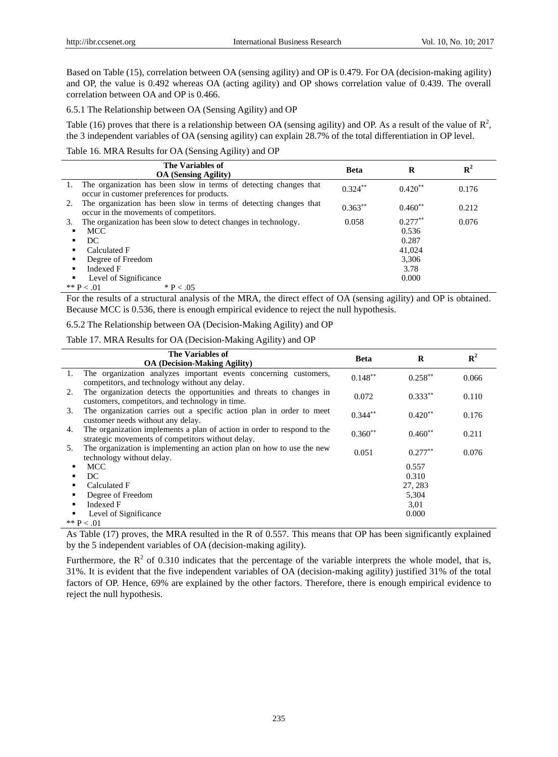Based on Table (15), correlation between OA (sensing agility) and OP is 0.479. For OA (decision-making agility) and OP, the value is 0.492 whereas OA (acting agility) and OP shows correlation value of 0.439. The overall correlation between OA and OP is 0.466.

### 6.5.1 The Relationship between OA (Sensing Agility) and OP

Table (16) proves that there is a relationship between OA (sensing agility) and OP. As a result of the value of $R^2$, the 3 independent variables of OA (sensing agility) can explain 28.7% of the total differentiation in OP level.

Table 16. MRA Results for OA (Sensing Agility) and OP

| The Variables of OA (Sensing Agility) | Beta | R | $R^2$ |
|---|---|---|---|
| 1. The organization has been slow in terms of detecting changes that occur in customer preferences for products. | $0.324^{**}$ | $0.420^{**}$ | 0.176 |
| 2. The organization has been slow in terms of detecting changes that occur in the movements of competitors. | $0.363^{**}$ | $0.460^{**}$ | 0.212 |
| 3. The organization has been slow to detect changes in technology. | 0.058 | $0.277^{**}$ | 0.076 |
| ▪ MCC | | 0.536 | |
| ▪ DC | | 0.287 | |
| ▪ Calculated F | | 41,024 | |
| ▪ Degree of Freedom | | 3,306 | |
| ▪ Indexed F | | 3.78 | |
| ▪ Level of Significance | | 0.000 | |

** $P < .01$ &nbsp;&nbsp;&nbsp;&nbsp; * $P < .05$

For the results of a structural analysis of the MRA, the direct effect of OA (sensing agility) and OP is obtained. Because MCC is 0.536, there is enough empirical evidence to reject the null hypothesis.

### 6.5.2 The Relationship between OA (Decision-Making Agility) and OP

Table 17. MRA Results for OA (Decision-Making Agility) and OP

| The Variables of OA (Decision-Making Agility) | Beta | R | $R^2$ |
|---|---|---|---|
| 1. The organization analyzes important events concerning customers, competitors, and technology without any delay. | $0.148^{**}$ | $0.258^{**}$ | 0.066 |
| 2. The organization detects the opportunities and threats to changes in customers, competitors, and technology in time. | 0.072 | $0.333^{**}$ | 0.110 |
| 3. The organization carries out a specific action plan in order to meet customer needs without any delay. | $0.344^{**}$ | $0.420^{**}$ | 0.176 |
| 4. The organization implements a plan of action in order to respond to the strategic movements of competitors without delay. | $0.360^{**}$ | $0.460^{**}$ | 0.211 |
| 5. The organization is implementing an action plan on how to use the new technology without delay. | 0.051 | $0.277^{**}$ | 0.076 |
| ▪ MCC | | 0.557 | |
| ▪ DC | | 0.310 | |
| ▪ Calculated F | | 27, 283 | |
| ▪ Degree of Freedom | | 5,304 | |
| ▪ Indexed F | | 3,01 | |
| ▪ Level of Significance | | 0.000 | |

** $P < .01$

As Table (17) proves, the MRA resulted in the R of 0.557. This means that OP has been significantly explained by the 5 independent variables of OA (decision-making agility).

Furthermore, the $R^2$ of 0.310 indicates that the percentage of the variable interprets the whole model, that is, 31%. It is evident that the five independent variables of OA (decision-making agility) justified 31% of the total factors of OP. Hence, 69% are explained by the other factors. Therefore, there is enough empirical evidence to reject the null hypothesis.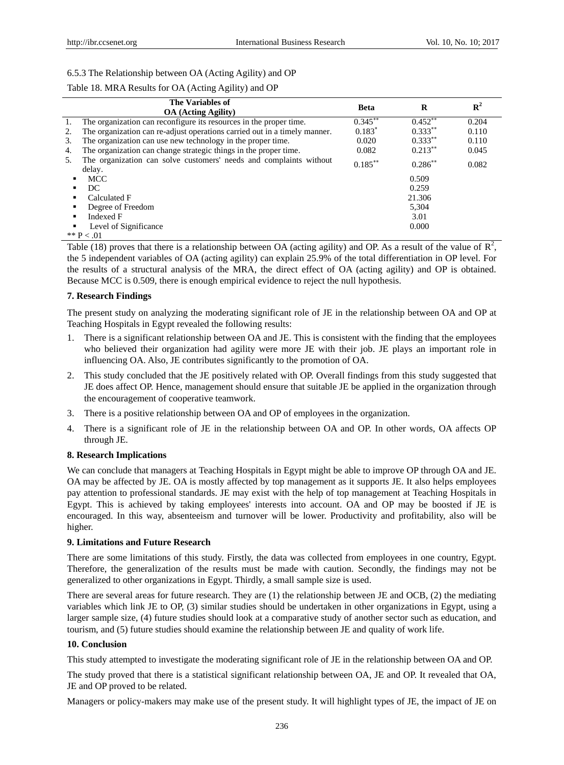6.5.3 The Relationship between OA (Acting Agility) and OP

Table 18. MRA Results for OA (Acting Agility) and OP

| The Variables of OA (Acting Agility) | Beta | R | $R^2$ |
|---|---|---|---|
| 1. The organization can reconfigure its resources in the proper time. | $0.345^{**}$ | $0.452^{**}$ | 0.204 |
| 2. The organization can re-adjust operations carried out in a timely manner. | $0.183^{*}$ | $0.333^{**}$ | 0.110 |
| 3. The organization can use new technology in the proper time. | 0.020 | $0.333^{**}$ | 0.110 |
| 4. The organization can change strategic things in the proper time. | 0.082 | $0.213^{**}$ | 0.045 |
| 5. The organization can solve customers' needs and complaints without delay. | $0.185^{**}$ | $0.286^{**}$ | 0.082 |
| ▪ MCC | | 0.509 | |
| ▪ DC | | 0.259 | |
| ▪ Calculated F | | 21.306 | |
| ▪ Degree of Freedom | | 5,304 | |
| ▪ Indexed F | | 3.01 | |
| ▪ Level of Significance | | 0.000 | |

** $P < .01$

Table (18) proves that there is a relationship between OA (acting agility) and OP. As a result of the value of $R^2$, the 5 independent variables of OA (acting agility) can explain 25.9% of the total differentiation in OP level. For the results of a structural analysis of the MRA, the direct effect of OA (acting agility) and OP is obtained. Because MCC is 0.509, there is enough empirical evidence to reject the null hypothesis.

**7. Research Findings**

The present study on analyzing the moderating significant role of JE in the relationship between OA and OP at Teaching Hospitals in Egypt revealed the following results:

1. There is a significant relationship between OA and JE. This is consistent with the finding that the employees who believed their organization had agility were more JE with their job. JE plays an important role in influencing OA. Also, JE contributes significantly to the promotion of OA.
2. This study concluded that the JE positively related with OP. Overall findings from this study suggested that JE does affect OP. Hence, management should ensure that suitable JE be applied in the organization through the encouragement of cooperative teamwork.
3. There is a positive relationship between OA and OP of employees in the organization.
4. There is a significant role of JE in the relationship between OA and OP. In other words, OA affects OP through JE.

**8. Research Implications**

We can conclude that managers at Teaching Hospitals in Egypt might be able to improve OP through OA and JE. OA may be affected by JE. OA is mostly affected by top management as it supports JE. It also helps employees pay attention to professional standards. JE may exist with the help of top management at Teaching Hospitals in Egypt. This is achieved by taking employees' interests into account. OA and OP may be boosted if JE is encouraged. In this way, absenteeism and turnover will be lower. Productivity and profitability, also will be higher.

**9. Limitations and Future Research**

There are some limitations of this study. Firstly, the data was collected from employees in one country, Egypt. Therefore, the generalization of the results must be made with caution. Secondly, the findings may not be generalized to other organizations in Egypt. Thirdly, a small sample size is used.

There are several areas for future research. They are (1) the relationship between JE and OCB, (2) the mediating variables which link JE to OP, (3) similar studies should be undertaken in other organizations in Egypt, using a larger sample size, (4) future studies should look at a comparative study of another sector such as education, and tourism, and (5) future studies should examine the relationship between JE and quality of work life.

**10. Conclusion**

This study attempted to investigate the moderating significant role of JE in the relationship between OA and OP.

The study proved that there is a statistical significant relationship between OA, JE and OP. It revealed that OA, JE and OP proved to be related.

Managers or policy-makers may make use of the present study. It will highlight types of JE, the impact of JE on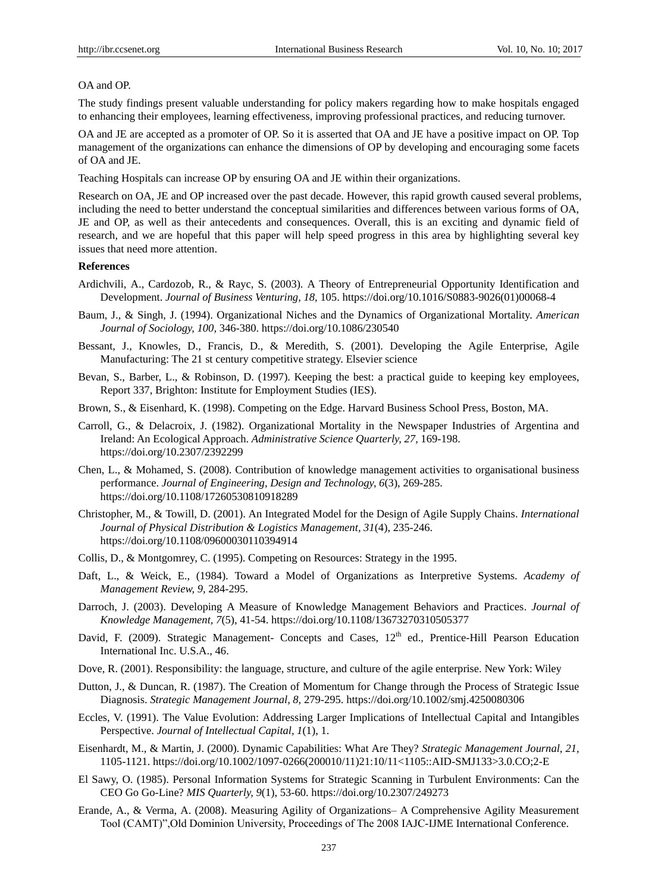OA and OP.

The study findings present valuable understanding for policy makers regarding how to make hospitals engaged to enhancing their employees, learning effectiveness, improving professional practices, and reducing turnover.

OA and JE are accepted as a promoter of OP. So it is asserted that OA and JE have a positive impact on OP. Top management of the organizations can enhance the dimensions of OP by developing and encouraging some facets of OA and JE.

Teaching Hospitals can increase OP by ensuring OA and JE within their organizations.

Research on OA, JE and OP increased over the past decade. However, this rapid growth caused several problems, including the need to better understand the conceptual similarities and differences between various forms of OA, JE and OP, as well as their antecedents and consequences. Overall, this is an exciting and dynamic field of research, and we are hopeful that this paper will help speed progress in this area by highlighting several key issues that need more attention.

**References**

Ardichvili, A., Cardozob, R., & Rayc, S. (2003). A Theory of Entrepreneurial Opportunity Identification and Development. *Journal of Business Venturing, 18,* 105. https://doi.org/10.1016/S0883-9026(01)00068-4

Baum, J., & Singh, J. (1994). Organizational Niches and the Dynamics of Organizational Mortality. *American Journal of Sociology, 100,* 346-380. https://doi.org/10.1086/230540

Bessant, J., Knowles, D., Francis, D., & Meredith, S. (2001). Developing the Agile Enterprise, Agile Manufacturing: The 21 st century competitive strategy. Elsevier science

Bevan, S., Barber, L., & Robinson, D. (1997). Keeping the best: a practical guide to keeping key employees, Report 337, Brighton: Institute for Employment Studies (IES).

Brown, S., & Eisenhard, K. (1998). Competing on the Edge. Harvard Business School Press, Boston, MA.

Carroll, G., & Delacroix, J. (1982). Organizational Mortality in the Newspaper Industries of Argentina and Ireland: An Ecological Approach. *Administrative Science Quarterly, 27,* 169-198. https://doi.org/10.2307/2392299

Chen, L., & Mohamed, S. (2008). Contribution of knowledge management activities to organisational business performance. *Journal of Engineering, Design and Technology, 6*(3), 269-285. https://doi.org/10.1108/17260530810918289

Christopher, M., & Towill, D. (2001). An Integrated Model for the Design of Agile Supply Chains. *International Journal of Physical Distribution & Logistics Management, 31*(4), 235-246. https://doi.org/10.1108/09600030110394914

Collis, D., & Montgomrey, C. (1995). Competing on Resources: Strategy in the 1995.

Daft, L., & Weick, E., (1984). Toward a Model of Organizations as Interpretive Systems. *Academy of Management Review, 9,* 284-295.

Darroch, J. (2003). Developing A Measure of Knowledge Management Behaviors and Practices. *Journal of Knowledge Management, 7*(5), 41-54. https://doi.org/10.1108/13673270310505377

David, F. (2009). Strategic Management- Concepts and Cases, 12th ed., Prentice-Hill Pearson Education International Inc. U.S.A., 46.

Dove, R. (2001). Responsibility: the language, structure, and culture of the agile enterprise. New York: Wiley

Dutton, J., & Duncan, R. (1987). The Creation of Momentum for Change through the Process of Strategic Issue Diagnosis. *Strategic Management Journal, 8,* 279-295. https://doi.org/10.1002/smj.4250080306

Eccles, V. (1991). The Value Evolution: Addressing Larger Implications of Intellectual Capital and Intangibles Perspective. *Journal of Intellectual Capital, 1*(1), 1.

Eisenhardt, M., & Martin, J. (2000). Dynamic Capabilities: What Are They? *Strategic Management Journal, 21,* 1105-1121. https://doi.org/10.1002/1097-0266(200010/11)21:10/11<1105::AID-SMJ133>3.0.CO;2-E

El Sawy, O. (1985). Personal Information Systems for Strategic Scanning in Turbulent Environments: Can the CEO Go Go-Line? *MIS Quarterly, 9*(1), 53-60. https://doi.org/10.2307/249273

Erande, A., & Verma, A. (2008). Measuring Agility of Organizations– A Comprehensive Agility Measurement Tool (CAMT)",Old Dominion University, Proceedings of The 2008 IAJC-IJME International Conference.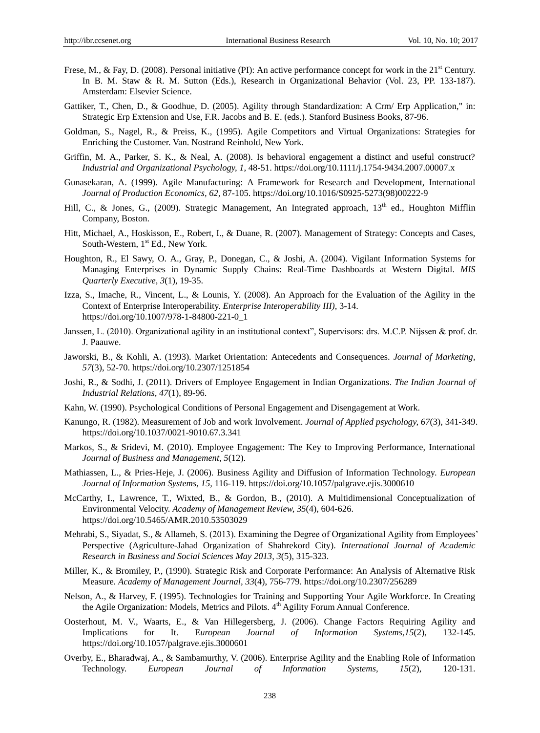Frese, M., & Fay, D. (2008). Personal initiative (PI): An active performance concept for work in the 21st Century. In B. M. Staw & R. M. Sutton (Eds.), Research in Organizational Behavior (Vol. 23, PP. 133-187). Amsterdam: Elsevier Science.

Gattiker, T., Chen, D., & Goodhue, D. (2005). Agility through Standardization: A Crm/ Erp Application," in: Strategic Erp Extension and Use, F.R. Jacobs and B. E. (eds.). Stanford Business Books, 87-96.

Goldman, S., Nagel, R., & Preiss, K., (1995). Agile Competitors and Virtual Organizations: Strategies for Enriching the Customer. Van. Nostrand Reinhold, New York.

Griffin, M. A., Parker, S. K., & Neal, A. (2008). Is behavioral engagement a distinct and useful construct? *Industrial and Organizational Psychology, 1*, 48-51. https://doi.org/10.1111/j.1754-9434.2007.00007.x

Gunasekaran, A. (1999). Agile Manufacturing: A Framework for Research and Development, International *Journal of Production Economics, 62*, 87-105. https://doi.org/10.1016/S0925-5273(98)00222-9

Hill, C., & Jones, G., (2009). Strategic Management, An Integrated approach, 13th ed., Houghton Mifflin Company, Boston.

Hitt, Michael, A., Hoskisson, E., Robert, I., & Duane, R. (2007). Management of Strategy: Concepts and Cases, South-Western, 1st Ed., New York.

Houghton, R., El Sawy, O. A., Gray, P., Donegan, C., & Joshi, A. (2004). Vigilant Information Systems for Managing Enterprises in Dynamic Supply Chains: Real-Time Dashboards at Western Digital. *MIS Quarterly Executive, 3*(1), 19-35.

Izza, S., Imache, R., Vincent, L., & Lounis, Y. (2008). An Approach for the Evaluation of the Agility in the Context of Enterprise Interoperability. *Enterprise Interoperability III)*, 3-14. https://doi.org/10.1007/978-1-84800-221-0_1

Janssen, L. (2010). Organizational agility in an institutional context", Supervisors: drs. M.C.P. Nijssen & prof. dr. J. Paauwe.

Jaworski, B., & Kohli, A. (1993). Market Orientation: Antecedents and Consequences. *Journal of Marketing, 57*(3), 52-70. https://doi.org/10.2307/1251854

Joshi, R., & Sodhi, J. (2011). Drivers of Employee Engagement in Indian Organizations. *The Indian Journal of Industrial Relations, 47*(1), 89-96.

Kahn, W. (1990). Psychological Conditions of Personal Engagement and Disengagement at Work.

Kanungo, R. (1982). Measurement of Job and work Involvement. *Journal of Applied psychology, 67*(3), 341-349. https://doi.org/10.1037/0021-9010.67.3.341

Markos, S., & Sridevi, M. (2010). Employee Engagement: The Key to Improving Performance, International *Journal of Business and Management, 5*(12).

Mathiassen, L., & Pries-Heje, J. (2006). Business Agility and Diffusion of Information Technology. *European Journal of Information Systems, 15*, 116-119. https://doi.org/10.1057/palgrave.ejis.3000610

McCarthy, I., Lawrence, T., Wixted, B., & Gordon, B., (2010). A Multidimensional Conceptualization of Environmental Velocity. *Academy of Management Review, 35*(4), 604-626. https://doi.org/10.5465/AMR.2010.53503029

Mehrabi, S., Siyadat, S., & Allameh, S. (2013). Examining the Degree of Organizational Agility from Employees' Perspective (Agriculture-Jahad Organization of Shahrekord City). *International Journal of Academic Research in Business and Social Sciences May 2013, 3*(5), 315-323.

Miller, K., & Bromiley, P., (1990). Strategic Risk and Corporate Performance: An Analysis of Alternative Risk Measure. *Academy of Management Journal, 33*(4), 756-779. https://doi.org/10.2307/256289

Nelson, A., & Harvey, F. (1995). Technologies for Training and Supporting Your Agile Workforce. In Creating the Agile Organization: Models, Metrics and Pilots. 4th Agility Forum Annual Conference.

Oosterhout, M. V., Waarts, E., & Van Hillegersberg, J. (2006). Change Factors Requiring Agility and Implications for It. E*uropean Journal of Information Systems,15*(2), 132-145. https://doi.org/10.1057/palgrave.ejis.3000601

Overby, E., Bharadwaj, A., & Sambamurthy, V. (2006). Enterprise Agility and the Enabling Role of Information Technology. *European Journal of Information Systems, 15*(2), 120-131.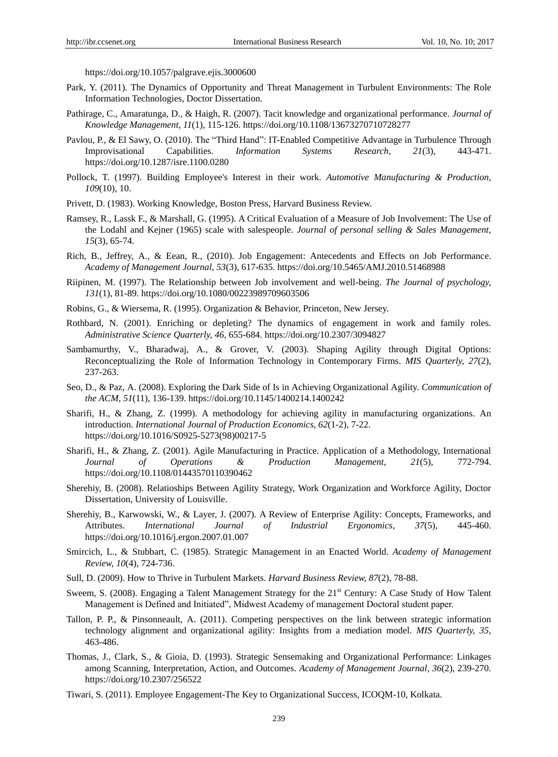https://doi.org/10.1057/palgrave.ejis.3000600

Park, Y. (2011). The Dynamics of Opportunity and Threat Management in Turbulent Environments: The Role Information Technologies, Doctor Dissertation.

Pathirage, C., Amaratunga, D., & Haigh, R. (2007). Tacit knowledge and organizational performance. *Journal of Knowledge Management, 11*(1), 115-126. https://doi.org/10.1108/13673270710728277

Pavlou, P., & El Sawy, O. (2010). The "Third Hand": IT-Enabled Competitive Advantage in Turbulence Through Improvisational Capabilities. *Information Systems Research, 21*(3), 443-471. https://doi.org/10.1287/isre.1100.0280

Pollock, T. (1997). Building Employee's Interest in their work. *Automotive Manufacturing & Production, 109*(10), 10.

Privett, D. (1983). Working Knowledge, Boston Press, Harvard Business Review.

Ramsey, R., Lassk F., & Marshall, G. (1995). A Critical Evaluation of a Measure of Job Involvement: The Use of the Lodahl and Kejner (1965) scale with salespeople. *Journal of personal selling & Sales Management, 15*(3), 65-74.

Rich, B., Jeffrey, A., & Eean, R., (2010). Job Engagement: Antecedents and Effects on Job Performance. *Academy of Management Journal, 53*(3), 617-635. https://doi.org/10.5465/AMJ.2010.51468988

Riipinen, M. (1997). The Relationship between Job involvement and well-being. *The Journal of psychology, 131*(1), 81-89. https://doi.org/10.1080/00223989709603506

Robins, G., & Wiersema, R. (1995). Organization & Behavior, Princeton, New Jersey.

Rothbard, N. (2001). Enriching or depleting? The dynamics of engagement in work and family roles. *Administrative Science Quarterly, 46,* 655-684. https://doi.org/10.2307/3094827

Sambamurthy, V., Bharadwaj, A., & Grover, V. (2003). Shaping Agility through Digital Options: Reconceptualizing the Role of Information Technology in Contemporary Firms. *MIS Quarterly, 27*(2), 237-263.

Seo, D., & Paz, A. (2008). Exploring the Dark Side of Is in Achieving Organizational Agility. *Communication of the ACM, 51*(11), 136-139. https://doi.org/10.1145/1400214.1400242

Sharifi, H., & Zhang, Z. (1999). A methodology for achieving agility in manufacturing organizations. An introduction. *International Journal of Production Economics, 62*(1-2), 7-22. https://doi.org/10.1016/S0925-5273(98)00217-5

Sharifi, H., & Zhang, Z. (2001). Agile Manufacturing in Practice. Application of a Methodology, International *Journal of Operations & Production Management, 21*(5), 772-794. https://doi.org/10.1108/01443570110390462

Sherehiy, B. (2008). Relatioships Between Agility Strategy, Work Organization and Workforce Agility, Doctor Dissertation, University of Louisville.

Sherehiy, B., Karwowski, W., & Layer, J. (2007). A Review of Enterprise Agility: Concepts, Frameworks, and Attributes. *International Journal of Industrial Ergonomics, 37*(5), 445-460. https://doi.org/10.1016/j.ergon.2007.01.007

Smircich, L., & Stubbart, C. (1985). Strategic Management in an Enacted World. *Academy of Management Review, 10*(4), 724-736.

Sull, D. (2009). How to Thrive in Turbulent Markets. *Harvard Business Review, 87*(2), 78-88.

Sweem, S. (2008). Engaging a Talent Management Strategy for the 21st Century: A Case Study of How Talent Management is Defined and Initiated", Midwest Academy of management Doctoral student paper.

Tallon, P. P., & Pinsonneault, A. (2011). Competing perspectives on the link between strategic information technology alignment and organizational agility: Insights from a mediation model. *MIS Quarterly, 35*, 463-486.

Thomas, J., Clark, S., & Gioia, D. (1993). Strategic Sensemaking and Organizational Performance: Linkages among Scanning, Interpretation, Action, and Outcomes. *Academy of Management Journal, 36*(2), 239-270. https://doi.org/10.2307/256522

Tiwari, S. (2011). Employee Engagement-The Key to Organizational Success, ICOQM-10, Kolkata.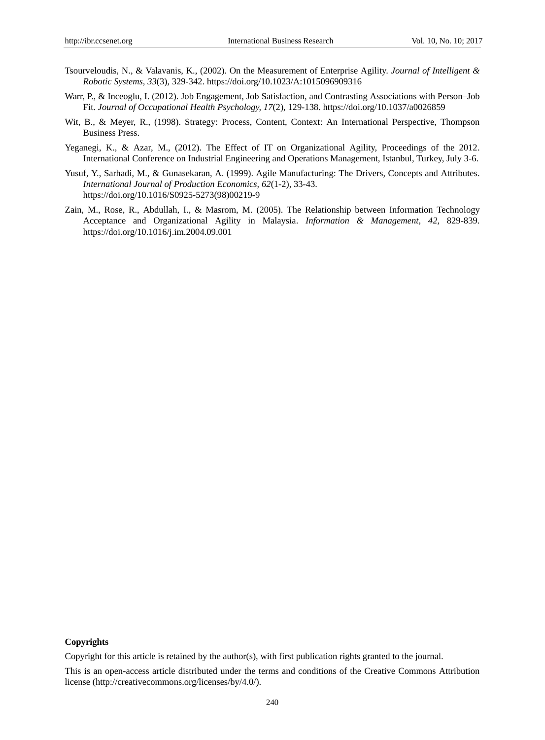Tsourveloudis, N., & Valavanis, K., (2002). On the Measurement of Enterprise Agility. *Journal of Intelligent & Robotic Systems, 33*(3), 329-342. https://doi.org/10.1023/A:1015096909316

Warr, P., & Inceoglu, I. (2012). Job Engagement, Job Satisfaction, and Contrasting Associations with Person–Job Fit. *Journal of Occupational Health Psychology, 17*(2), 129-138. https://doi.org/10.1037/a0026859

Wit, B., & Meyer, R., (1998). Strategy: Process, Content, Context: An International Perspective, Thompson Business Press.

Yeganegi, K., & Azar, M., (2012). The Effect of IT on Organizational Agility, Proceedings of the 2012. International Conference on Industrial Engineering and Operations Management, Istanbul, Turkey, July 3-6.

Yusuf, Y., Sarhadi, M., & Gunasekaran, A. (1999). Agile Manufacturing: The Drivers, Concepts and Attributes. *International Journal of Production Economics, 62*(1-2), 33-43. https://doi.org/10.1016/S0925-5273(98)00219-9

Zain, M., Rose, R., Abdullah, I., & Masrom, M. (2005). The Relationship between Information Technology Acceptance and Organizational Agility in Malaysia. *Information & Management, 42,* 829-839. https://doi.org/10.1016/j.im.2004.09.001

**Copyrights**

Copyright for this article is retained by the author(s), with first publication rights granted to the journal.

This is an open-access article distributed under the terms and conditions of the Creative Commons Attribution license (http://creativecommons.org/licenses/by/4.0/).